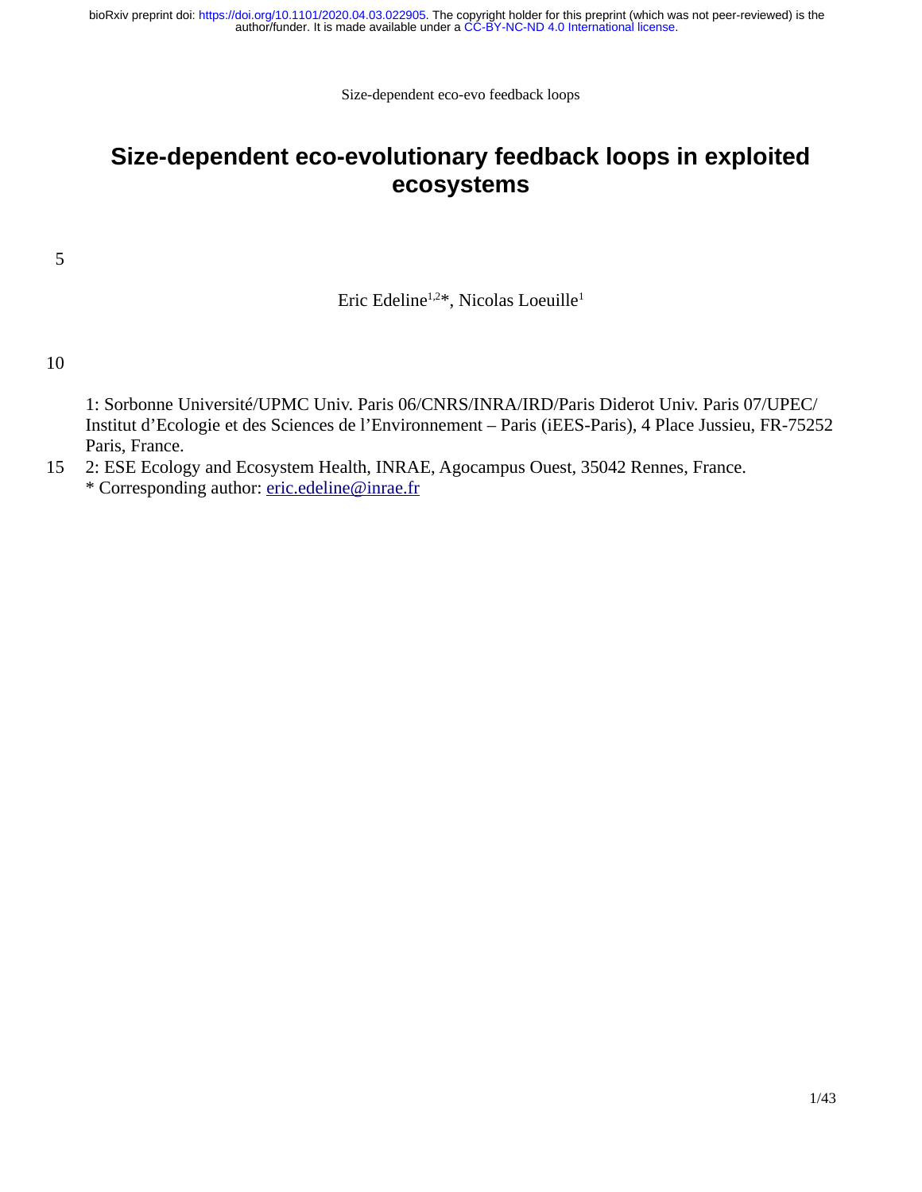# Size-dependent eco-evolutionary feedback loops in exploited ecosystems

Eric Edeline[1,2]*, Nicolas Loeuille[1]

1: Sorbonne Université/UPMC Univ. Paris 06/CNRS/INRA/IRD/Paris Diderot Univ. Paris 07/UPEC/ Institut d'Ecologie et des Sciences de l'Environnement – Paris (iEES-Paris), 4 Place Jussieu, FR-75252 Paris, France.

2: ESE Ecology and Ecosystem Health, INRAE, Agocampus Ouest, 35042 Rennes, France.

\* Corresponding author: eric.edeline@inrae.fr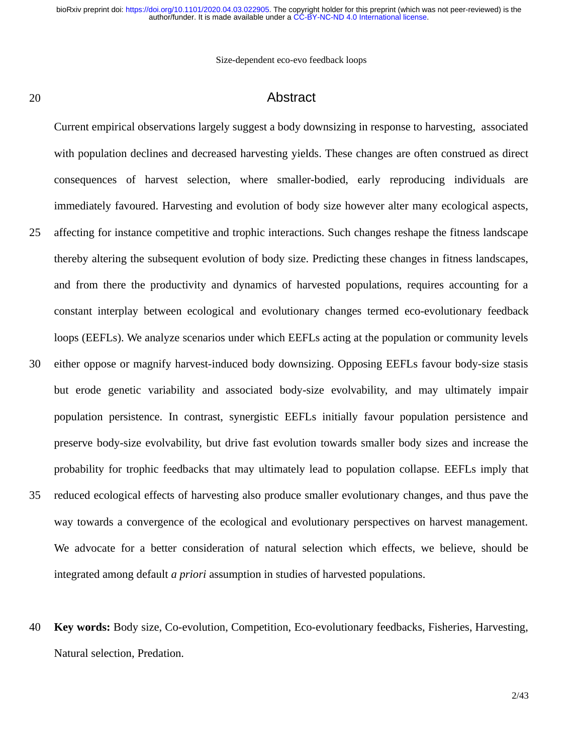## Abstract

Current empirical observations largely suggest a body downsizing in response to harvesting, associated with population declines and decreased harvesting yields. These changes are often construed as direct consequences of harvest selection, where smaller-bodied, early reproducing individuals are immediately favoured. Harvesting and evolution of body size however alter many ecological aspects, affecting for instance competitive and trophic interactions. Such changes reshape the fitness landscape thereby altering the subsequent evolution of body size. Predicting these changes in fitness landscapes, and from there the productivity and dynamics of harvested populations, requires accounting for a constant interplay between ecological and evolutionary changes termed eco-evolutionary feedback loops (EEFLs). We analyze scenarios under which EEFLs acting at the population or community levels either oppose or magnify harvest-induced body downsizing. Opposing EEFLs favour body-size stasis but erode genetic variability and associated body-size evolvability, and may ultimately impair population persistence. In contrast, synergistic EEFLs initially favour population persistence and preserve body-size evolvability, but drive fast evolution towards smaller body sizes and increase the probability for trophic feedbacks that may ultimately lead to population collapse. EEFLs imply that reduced ecological effects of harvesting also produce smaller evolutionary changes, and thus pave the way towards a convergence of the ecological and evolutionary perspectives on harvest management. We advocate for a better consideration of natural selection which effects, we believe, should be integrated among default *a priori* assumption in studies of harvested populations.

**Key words:** Body size, Co-evolution, Competition, Eco-evolutionary feedbacks, Fisheries, Harvesting, Natural selection, Predation.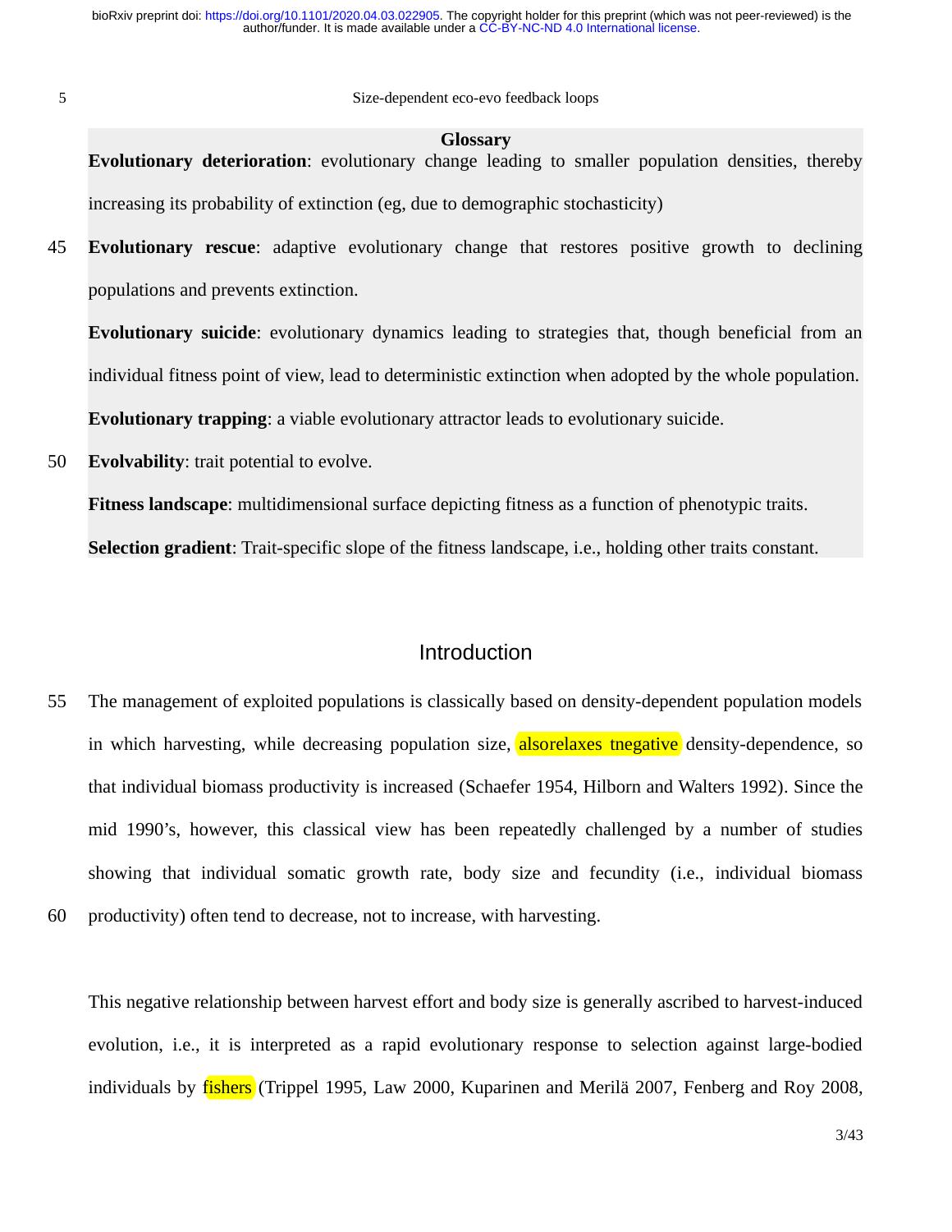## Glossary

**Evolutionary deterioration**: evolutionary change leading to smaller population densities, thereby increasing its probability of extinction (eg, due to demographic stochasticity)

**Evolutionary rescue**: adaptive evolutionary change that restores positive growth to declining populations and prevents extinction.

**Evolutionary suicide**: evolutionary dynamics leading to strategies that, though beneficial from an individual fitness point of view, lead to deterministic extinction when adopted by the whole population.

**Evolutionary trapping**: a viable evolutionary attractor leads to evolutionary suicide.

**Evolvability**: trait potential to evolve.

**Fitness landscape**: multidimensional surface depicting fitness as a function of phenotypic traits.

**Selection gradient**: Trait-specific slope of the fitness landscape, i.e., holding other traits constant.

## Introduction

The management of exploited populations is classically based on density-dependent population models in which harvesting, while decreasing population size, alsorelaxes tnegative density-dependence, so that individual biomass productivity is increased (Schaefer 1954, Hilborn and Walters 1992). Since the mid 1990's, however, this classical view has been repeatedly challenged by a number of studies showing that individual somatic growth rate, body size and fecundity (i.e., individual biomass productivity) often tend to decrease, not to increase, with harvesting.

This negative relationship between harvest effort and body size is generally ascribed to harvest-induced evolution, i.e., it is interpreted as a rapid evolutionary response to selection against large-bodied individuals by fishers (Trippel 1995, Law 2000, Kuparinen and Merilä 2007, Fenberg and Roy 2008,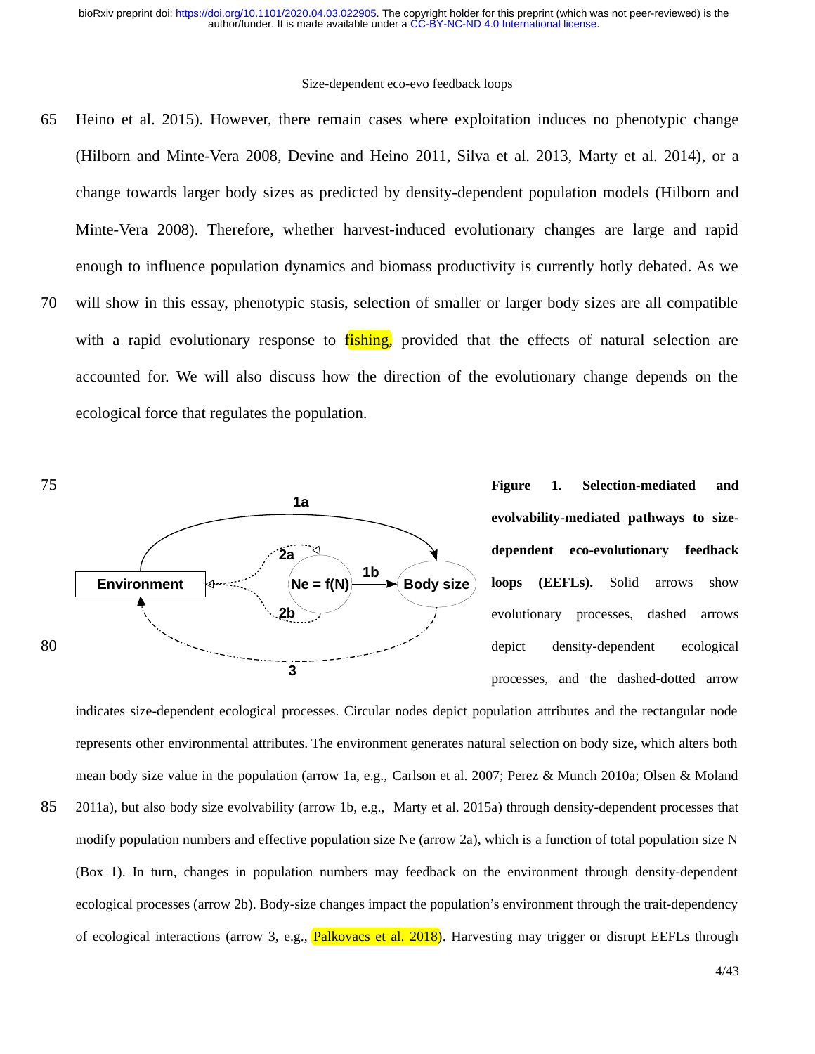Heino et al. 2015). However, there remain cases where exploitation induces no phenotypic change (Hilborn and Minte-Vera 2008, Devine and Heino 2011, Silva et al. 2013, Marty et al. 2014), or a change towards larger body sizes as predicted by density-dependent population models (Hilborn and Minte-Vera 2008). Therefore, whether harvest-induced evolutionary changes are large and rapid enough to influence population dynamics and biomass productivity is currently hotly debated. As we will show in this essay, phenotypic stasis, selection of smaller or larger body sizes are all compatible with a rapid evolutionary response to fishing, provided that the effects of natural selection are accounted for. We will also discuss how the direction of the evolutionary change depends on the ecological force that regulates the population.

**Figure 1. Selection-mediated and evolvability-mediated pathways to size-dependent eco-evolutionary feedback loops (EEFLs).** Solid arrows show evolutionary processes, dashed arrows depict density-dependent ecological processes, and the dashed-dotted arrow indicates size-dependent ecological processes. Circular nodes depict population attributes and the rectangular node represents other environmental attributes. The environment generates natural selection on body size, which alters both mean body size value in the population (arrow 1a, e.g., Carlson et al. 2007; Perez & Munch 2010a; Olsen & Moland 2011a), but also body size evolvability (arrow 1b, e.g., Marty et al. 2015a) through density-dependent processes that modify population numbers and effective population size Ne (arrow 2a), which is a function of total population size N (Box 1). In turn, changes in population numbers may feedback on the environment through density-dependent ecological processes (arrow 2b). Body-size changes impact the population's environment through the trait-dependency of ecological interactions (arrow 3, e.g., Palkovacs et al. 2018). Harvesting may trigger or disrupt EEFLs through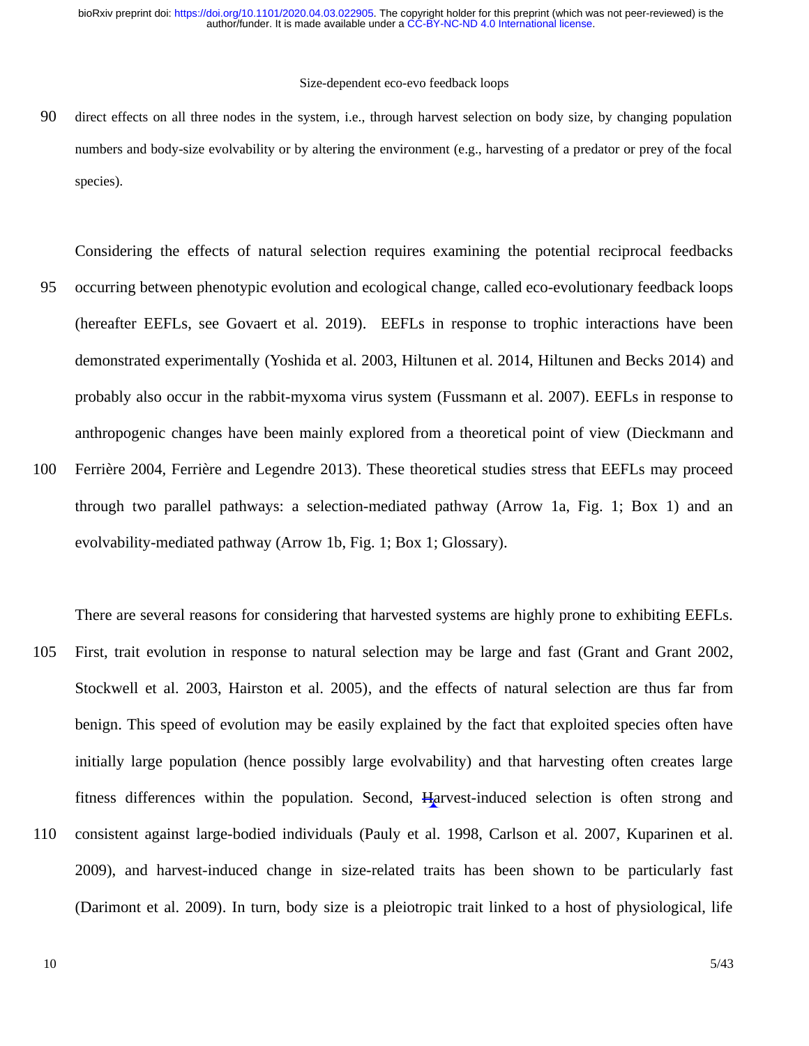direct effects on all three nodes in the system, i.e., through harvest selection on body size, by changing population numbers and body-size evolvability or by altering the environment (e.g., harvesting of a predator or prey of the focal species).

Considering the effects of natural selection requires examining the potential reciprocal feedbacks occurring between phenotypic evolution and ecological change, called eco-evolutionary feedback loops (hereafter EEFLs, see Govaert et al. 2019). EEFLs in response to trophic interactions have been demonstrated experimentally (Yoshida et al. 2003, Hiltunen et al. 2014, Hiltunen and Becks 2014) and probably also occur in the rabbit-myxoma virus system (Fussmann et al. 2007). EEFLs in response to anthropogenic changes have been mainly explored from a theoretical point of view (Dieckmann and Ferrière 2004, Ferrière and Legendre 2013). These theoretical studies stress that EEFLs may proceed through two parallel pathways: a selection-mediated pathway (Arrow 1a, Fig. 1; Box 1) and an evolvability-mediated pathway (Arrow 1b, Fig. 1; Box 1; Glossary).

There are several reasons for considering that harvested systems are highly prone to exhibiting EEFLs. First, trait evolution in response to natural selection may be large and fast (Grant and Grant 2002, Stockwell et al. 2003, Hairston et al. 2005), and the effects of natural selection are thus far from benign. This speed of evolution may be easily explained by the fact that exploited species often have initially large population (hence possibly large evolvability) and that harvesting often creates large fitness differences within the population. Second, Harvest-induced selection is often strong and consistent against large-bodied individuals (Pauly et al. 1998, Carlson et al. 2007, Kuparinen et al. 2009), and harvest-induced change in size-related traits has been shown to be particularly fast (Darimont et al. 2009). In turn, body size is a pleiotropic trait linked to a host of physiological, life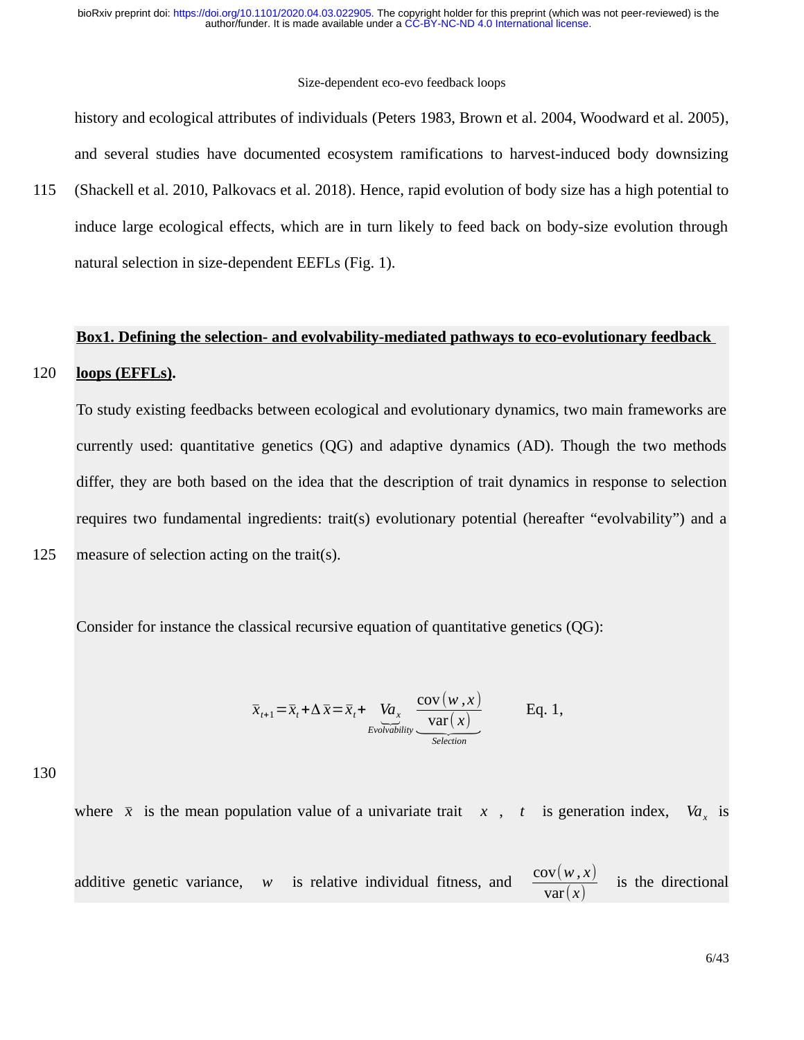history and ecological attributes of individuals (Peters 1983, Brown et al. 2004, Woodward et al. 2005), and several studies have documented ecosystem ramifications to harvest-induced body downsizing (Shackell et al. 2010, Palkovacs et al. 2018). Hence, rapid evolution of body size has a high potential to induce large ecological effects, which are in turn likely to feed back on body-size evolution through natural selection in size-dependent EEFLs (Fig. 1).

**Box1. Defining the selection- and evolvability-mediated pathways to eco-evolutionary feedback loops (EFFLs).**

To study existing feedbacks between ecological and evolutionary dynamics, two main frameworks are currently used: quantitative genetics (QG) and adaptive dynamics (AD). Though the two methods differ, they are both based on the idea that the description of trait dynamics in response to selection requires two fundamental ingredients: trait(s) evolutionary potential (hereafter "evolvability") and a measure of selection acting on the trait(s).

Consider for instance the classical recursive equation of quantitative genetics (QG):

$$\bar{x}_{t+1} = \bar{x}_t + \Delta\bar{x} = \bar{x}_t + \underbrace{Va_x}_{Evolvability} \underbrace{\frac{\text{cov}(w,x)}{\text{var}(x)}}_{Selection} \qquad \text{Eq. 1,}$$

where $\bar{x}$ is the mean population value of a univariate trait $x$, $t$ is generation index, $Va_x$ is additive genetic variance, $w$ is relative individual fitness, and $\frac{\text{cov}(w,x)}{\text{var}(x)}$ is the directional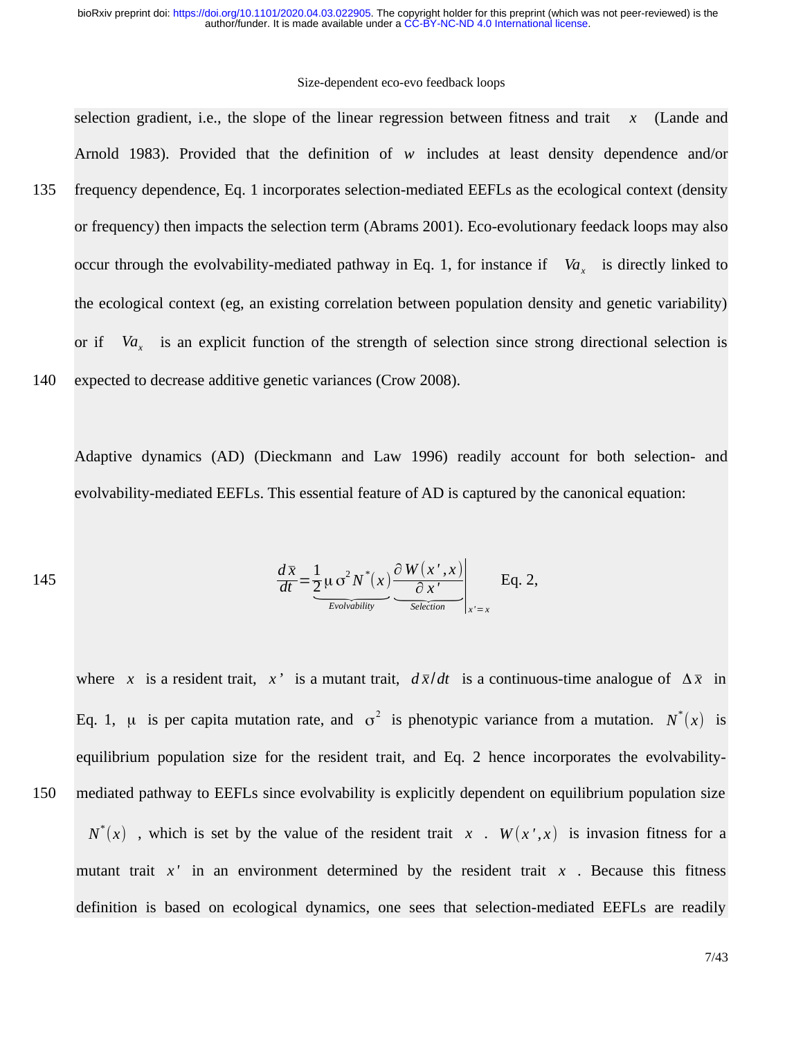selection gradient, i.e., the slope of the linear regression between fitness and trait $x$ (Lande and Arnold 1983). Provided that the definition of $w$ includes at least density dependence and/or frequency dependence, Eq. 1 incorporates selection-mediated EEFLs as the ecological context (density or frequency) then impacts the selection term (Abrams 2001). Eco-evolutionary feedack loops may also occur through the evolvability-mediated pathway in Eq. 1, for instance if $Va_x$ is directly linked to the ecological context (eg, an existing correlation between population density and genetic variability) or if $Va_x$ is an explicit function of the strength of selection since strong directional selection is expected to decrease additive genetic variances (Crow 2008).

Adaptive dynamics (AD) (Dieckmann and Law 1996) readily account for both selection- and evolvability-mediated EEFLs. This essential feature of AD is captured by the canonical equation:

$$\frac{d\bar{x}}{dt} = \underbrace{\frac{1}{2}\mu\sigma^2 N^*(x)}_{Evolvability} \underbrace{\frac{\partial W(x',x)}{\partial x'}}_{Selection}\Bigg|_{x'=x} \quad \text{Eq. 2,}$$

where $x$ is a resident trait, $x'$ is a mutant trait, $d\bar{x}/dt$ is a continuous-time analogue of $\Delta\bar{x}$ in Eq. 1, $\mu$ is per capita mutation rate, and $\sigma^2$ is phenotypic variance from a mutation. $N^*(x)$ is equilibrium population size for the resident trait, and Eq. 2 hence incorporates the evolvability-mediated pathway to EEFLs since evolvability is explicitly dependent on equilibrium population size $N^*(x)$, which is set by the value of the resident trait $x$. $W(x',x)$ is invasion fitness for a mutant trait $x'$ in an environment determined by the resident trait $x$. Because this fitness definition is based on ecological dynamics, one sees that selection-mediated EEFLs are readily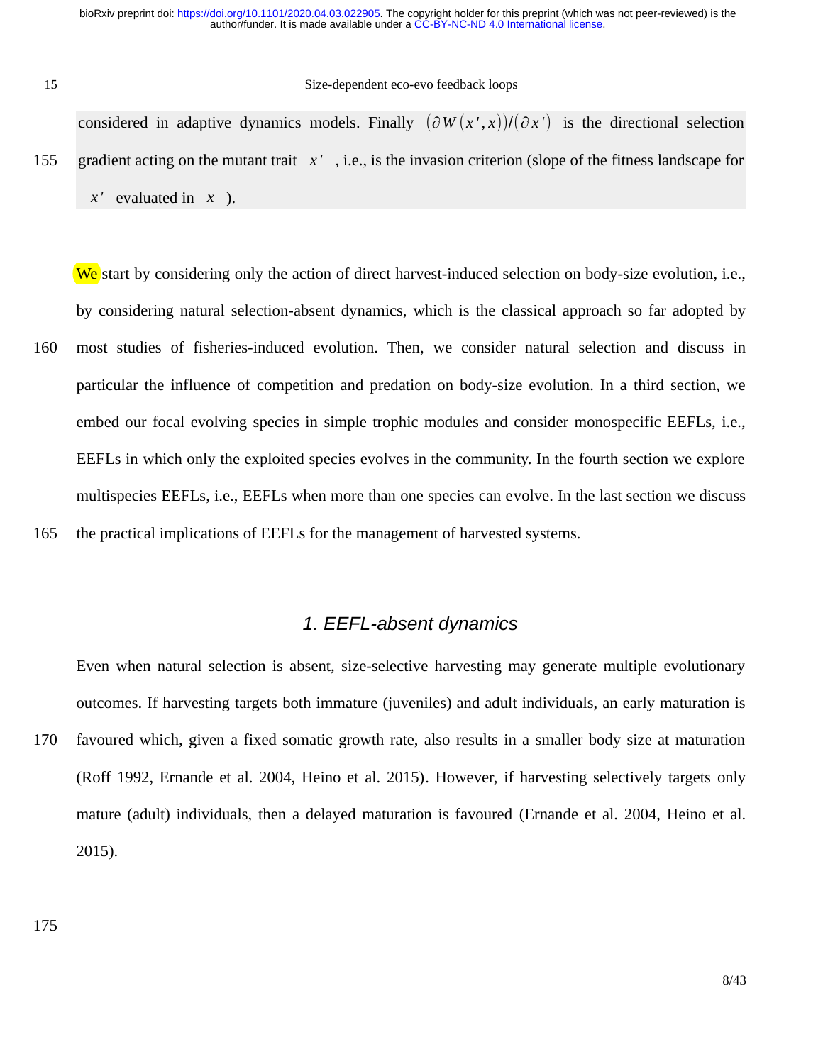considered in adaptive dynamics models. Finally $(\partial W(x',x))/(\partial x')$ is the directional selection gradient acting on the mutant trait $x'$, i.e., is the invasion criterion (slope of the fitness landscape for $x'$ evaluated in $x$).

We start by considering only the action of direct harvest-induced selection on body-size evolution, i.e., by considering natural selection-absent dynamics, which is the classical approach so far adopted by most studies of fisheries-induced evolution. Then, we consider natural selection and discuss in particular the influence of competition and predation on body-size evolution. In a third section, we embed our focal evolving species in simple trophic modules and consider monospecific EEFLs, i.e., EEFLs in which only the exploited species evolves in the community. In the fourth section we explore multispecies EEFLs, i.e., EEFLs when more than one species can evolve. In the last section we discuss the practical implications of EEFLs for the management of harvested systems.

## *1. EEFL-absent dynamics*

Even when natural selection is absent, size-selective harvesting may generate multiple evolutionary outcomes. If harvesting targets both immature (juveniles) and adult individuals, an early maturation is favoured which, given a fixed somatic growth rate, also results in a smaller body size at maturation (Roff 1992, Ernande et al. 2004, Heino et al. 2015). However, if harvesting selectively targets only mature (adult) individuals, then a delayed maturation is favoured (Ernande et al. 2004, Heino et al. 2015).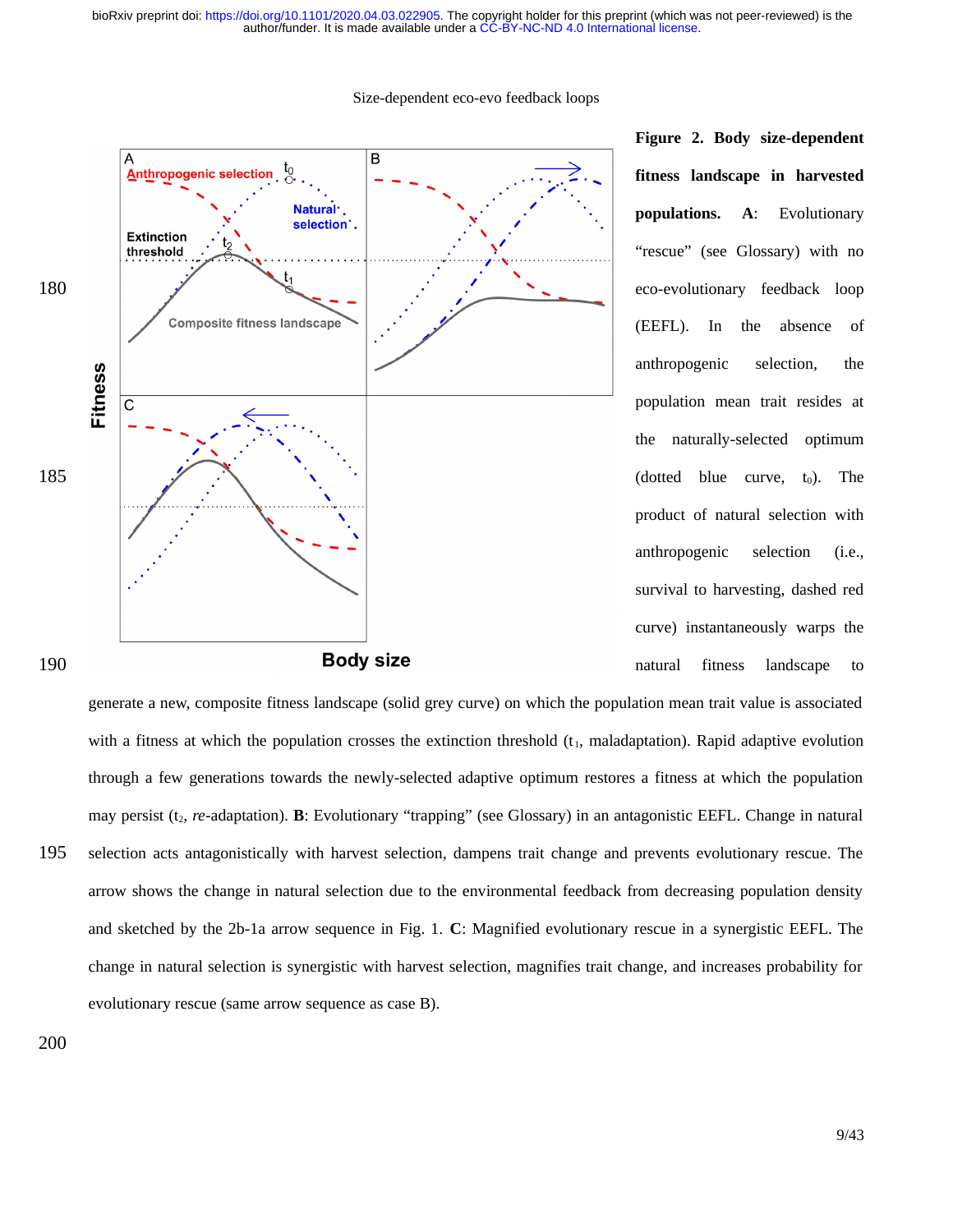**Figure 2. Body size-dependent fitness landscape in harvested populations. A**: Evolutionary "rescue" (see Glossary) with no eco-evolutionary feedback loop (EEFL). In the absence of anthropogenic selection, the population mean trait resides at the naturally-selected optimum (dotted blue curve, $t_0$). The product of natural selection with anthropogenic selection (i.e., survival to harvesting, dashed red curve) instantaneously warps the natural fitness landscape to generate a new, composite fitness landscape (solid grey curve) on which the population mean trait value is associated with a fitness at which the population crosses the extinction threshold ($t_1$, maladaptation). Rapid adaptive evolution through a few generations towards the newly-selected adaptive optimum restores a fitness at which the population may persist ($t_2$, *re*-adaptation). **B**: Evolutionary "trapping" (see Glossary) in an antagonistic EEFL. Change in natural selection acts antagonistically with harvest selection, dampens trait change and prevents evolutionary rescue. The arrow shows the change in natural selection due to the environmental feedback from decreasing population density and sketched by the 2b-1a arrow sequence in Fig. 1. **C**: Magnified evolutionary rescue in a synergistic EEFL. The change in natural selection is synergistic with harvest selection, magnifies trait change, and increases probability for evolutionary rescue (same arrow sequence as case B).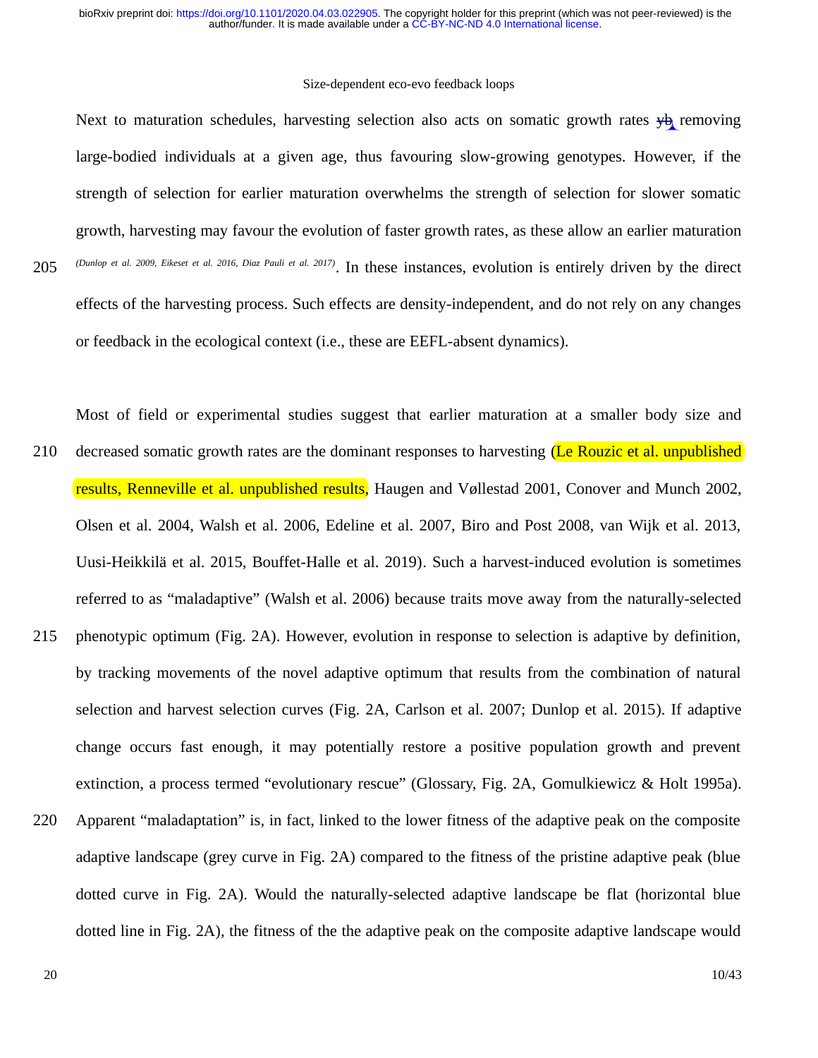Next to maturation schedules, harvesting selection also acts on somatic growth rates yb removing large-bodied individuals at a given age, thus favouring slow-growing genotypes. However, if the strength of selection for earlier maturation overwhelms the strength of selection for slower somatic growth, harvesting may favour the evolution of faster growth rates, as these allow an earlier maturation (Dunlop et al. 2009, Eikeset et al. 2016, Diaz Pauli et al. 2017). In these instances, evolution is entirely driven by the direct effects of the harvesting process. Such effects are density-independent, and do not rely on any changes or feedback in the ecological context (i.e., these are EEFL-absent dynamics).

Most of field or experimental studies suggest that earlier maturation at a smaller body size and decreased somatic growth rates are the dominant responses to harvesting (Le Rouzic et al. unpublished results, Renneville et al. unpublished results, Haugen and Vøllestad 2001, Conover and Munch 2002, Olsen et al. 2004, Walsh et al. 2006, Edeline et al. 2007, Biro and Post 2008, van Wijk et al. 2013, Uusi-Heikkilä et al. 2015, Bouffet-Halle et al. 2019). Such a harvest-induced evolution is sometimes referred to as "maladaptive" (Walsh et al. 2006) because traits move away from the naturally-selected phenotypic optimum (Fig. 2A). However, evolution in response to selection is adaptive by definition, by tracking movements of the novel adaptive optimum that results from the combination of natural selection and harvest selection curves (Fig. 2A, Carlson et al. 2007; Dunlop et al. 2015). If adaptive change occurs fast enough, it may potentially restore a positive population growth and prevent extinction, a process termed "evolutionary rescue" (Glossary, Fig. 2A, Gomulkiewicz & Holt 1995a). Apparent "maladaptation" is, in fact, linked to the lower fitness of the adaptive peak on the composite adaptive landscape (grey curve in Fig. 2A) compared to the fitness of the pristine adaptive peak (blue dotted curve in Fig. 2A). Would the naturally-selected adaptive landscape be flat (horizontal blue dotted line in Fig. 2A), the fitness of the the adaptive peak on the composite adaptive landscape would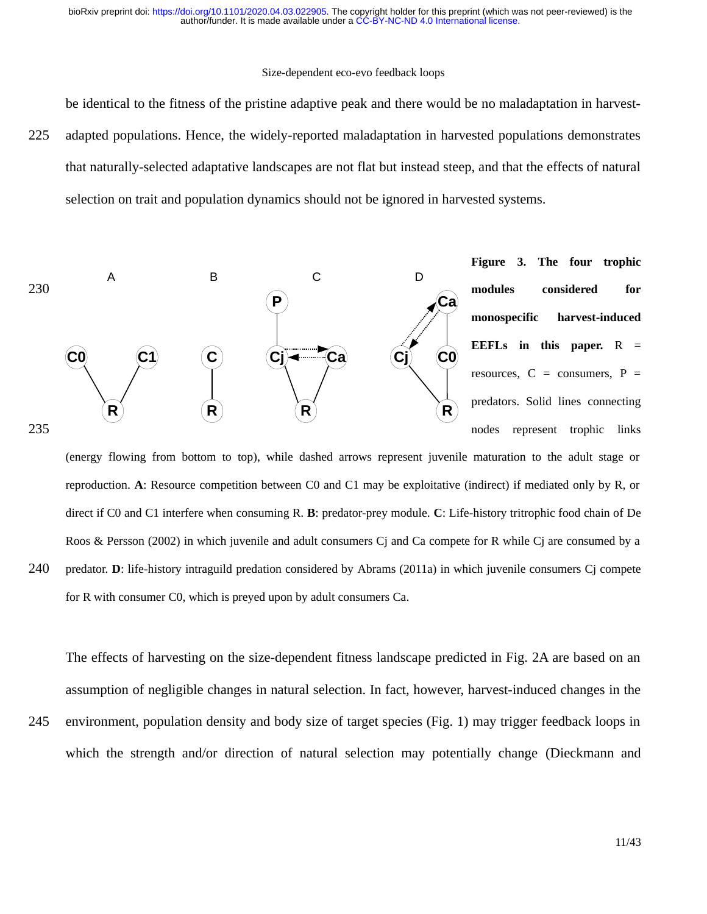be identical to the fitness of the pristine adaptive peak and there would be no maladaptation in harvest-adapted populations. Hence, the widely-reported maladaptation in harvested populations demonstrates that naturally-selected adaptative landscapes are not flat but instead steep, and that the effects of natural selection on trait and population dynamics should not be ignored in harvested systems.

**Figure 3. The four trophic modules considered for monospecific harvest-induced EEFLs in this paper.** R = resources, C = consumers, P = predators. Solid lines connecting nodes represent trophic links (energy flowing from bottom to top), while dashed arrows represent juvenile maturation to the adult stage or reproduction. **A**: Resource competition between C0 and C1 may be exploitative (indirect) if mediated only by R, or direct if C0 and C1 interfere when consuming R. **B**: predator-prey module. **C**: Life-history tritrophic food chain of De Roos & Persson (2002) in which juvenile and adult consumers Cj and Ca compete for R while Cj are consumed by a predator. **D**: life-history intraguild predation considered by Abrams (2011a) in which juvenile consumers Cj compete for R with consumer C0, which is preyed upon by adult consumers Ca.

The effects of harvesting on the size-dependent fitness landscape predicted in Fig. 2A are based on an assumption of negligible changes in natural selection. In fact, however, harvest-induced changes in the environment, population density and body size of target species (Fig. 1) may trigger feedback loops in which the strength and/or direction of natural selection may potentially change (Dieckmann and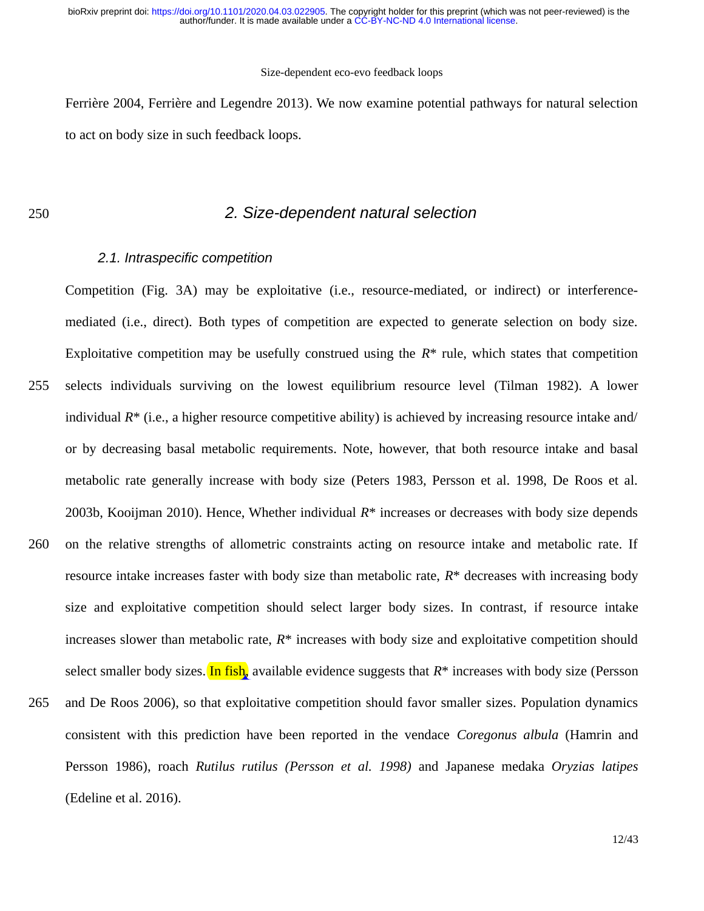Ferrière 2004, Ferrière and Legendre 2013). We now examine potential pathways for natural selection to act on body size in such feedback loops.

## 2. Size-dependent natural selection

### 2.1. Intraspecific competition

Competition (Fig. 3A) may be exploitative (i.e., resource-mediated, or indirect) or interference-mediated (i.e., direct). Both types of competition are expected to generate selection on body size. Exploitative competition may be usefully construed using the $R^*$ rule, which states that competition selects individuals surviving on the lowest equilibrium resource level (Tilman 1982). A lower individual $R^*$ (i.e., a higher resource competitive ability) is achieved by increasing resource intake and/or by decreasing basal metabolic requirements. Note, however, that both resource intake and basal metabolic rate generally increase with body size (Peters 1983, Persson et al. 1998, De Roos et al. 2003b, Kooijman 2010). Hence, Whether individual $R^*$ increases or decreases with body size depends on the relative strengths of allometric constraints acting on resource intake and metabolic rate. If resource intake increases faster with body size than metabolic rate, $R^*$ decreases with increasing body size and exploitative competition should select larger body sizes. In contrast, if resource intake increases slower than metabolic rate, $R^*$ increases with body size and exploitative competition should select smaller body sizes. In fish, available evidence suggests that $R^*$ increases with body size (Persson and De Roos 2006), so that exploitative competition should favor smaller sizes. Population dynamics consistent with this prediction have been reported in the vendace *Coregonus albula* (Hamrin and Persson 1986), roach *Rutilus rutilus (Persson et al. 1998)* and Japanese medaka *Oryzias latipes* (Edeline et al. 2016).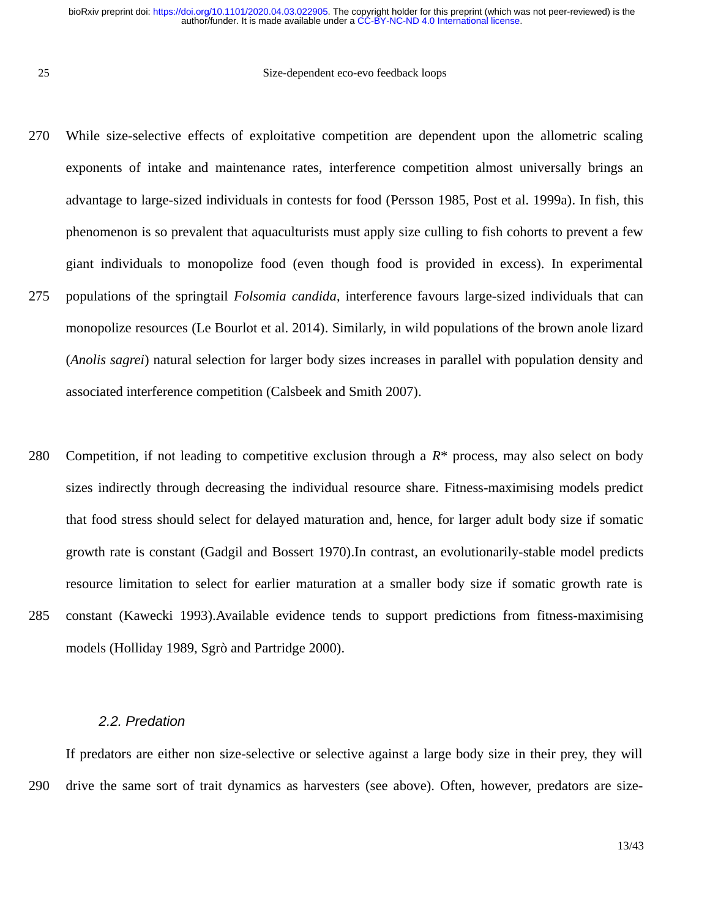While size-selective effects of exploitative competition are dependent upon the allometric scaling exponents of intake and maintenance rates, interference competition almost universally brings an advantage to large-sized individuals in contests for food (Persson 1985, Post et al. 1999a). In fish, this phenomenon is so prevalent that aquaculturists must apply size culling to fish cohorts to prevent a few giant individuals to monopolize food (even though food is provided in excess). In experimental populations of the springtail *Folsomia candida*, interference favours large-sized individuals that can monopolize resources (Le Bourlot et al. 2014). Similarly, in wild populations of the brown anole lizard (*Anolis sagrei*) natural selection for larger body sizes increases in parallel with population density and associated interference competition (Calsbeek and Smith 2007).

Competition, if not leading to competitive exclusion through a $R^*$ process, may also select on body sizes indirectly through decreasing the individual resource share. Fitness-maximising models predict that food stress should select for delayed maturation and, hence, for larger adult body size if somatic growth rate is constant (Gadgil and Bossert 1970).In contrast, an evolutionarily-stable model predicts resource limitation to select for earlier maturation at a smaller body size if somatic growth rate is constant (Kawecki 1993).Available evidence tends to support predictions from fitness-maximising models (Holliday 1989, Sgrò and Partridge 2000).

### 2.2. Predation

If predators are either non size-selective or selective against a large body size in their prey, they will drive the same sort of trait dynamics as harvesters (see above). Often, however, predators are size-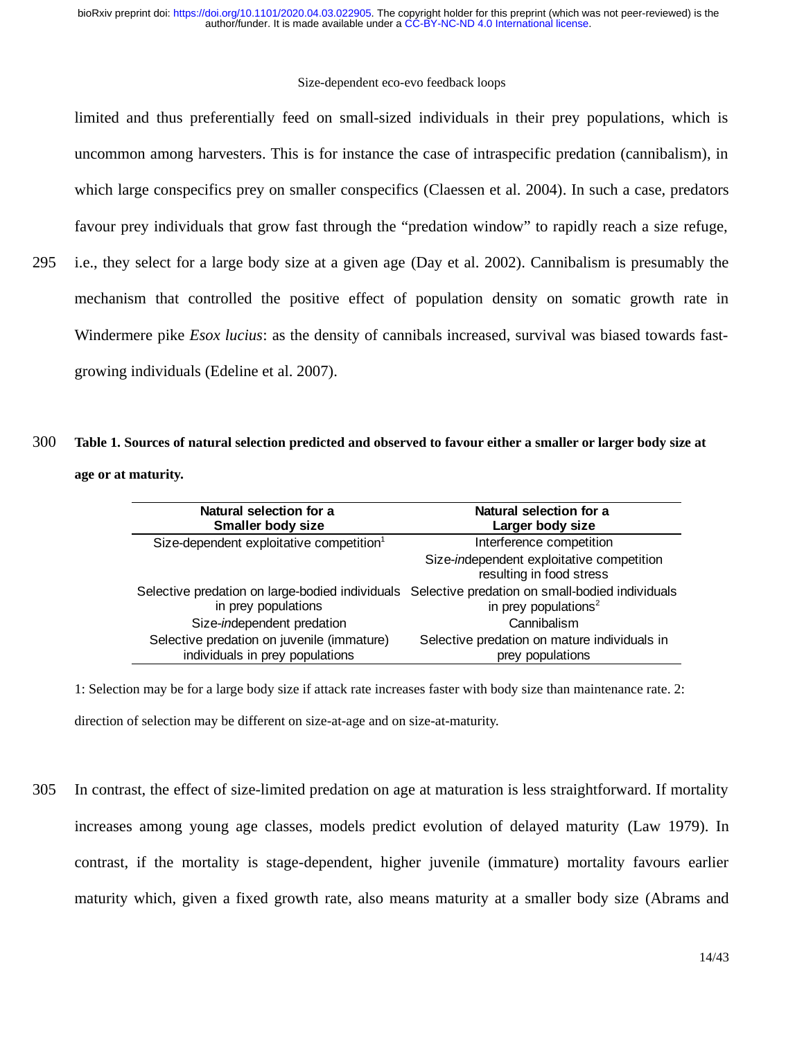limited and thus preferentially feed on small-sized individuals in their prey populations, which is uncommon among harvesters. This is for instance the case of intraspecific predation (cannibalism), in which large conspecifics prey on smaller conspecifics (Claessen et al. 2004). In such a case, predators favour prey individuals that grow fast through the "predation window" to rapidly reach a size refuge, i.e., they select for a large body size at a given age (Day et al. 2002). Cannibalism is presumably the mechanism that controlled the positive effect of population density on somatic growth rate in Windermere pike *Esox lucius*: as the density of cannibals increased, survival was biased towards fast-growing individuals (Edeline et al. 2007).

**Table 1. Sources of natural selection predicted and observed to favour either a smaller or larger body size at age or at maturity.**

| Natural selection for a Smaller body size | Natural selection for a Larger body size |
|---|---|
| Size-dependent exploitative competition[1] | Interference competition |
| | Size-*in*dependent exploitative competition resulting in food stress |
| Selective predation on large-bodied individuals in prey populations | Selective predation on small-bodied individuals in prey populations[2] |
| Size-*in*dependent predation | Cannibalism |
| Selective predation on juvenile (immature) individuals in prey populations | Selective predation on mature individuals in prey populations |

1: Selection may be for a large body size if attack rate increases faster with body size than maintenance rate. 2: direction of selection may be different on size-at-age and on size-at-maturity.

In contrast, the effect of size-limited predation on age at maturation is less straightforward. If mortality increases among young age classes, models predict evolution of delayed maturity (Law 1979). In contrast, if the mortality is stage-dependent, higher juvenile (immature) mortality favours earlier maturity which, given a fixed growth rate, also means maturity at a smaller body size (Abrams and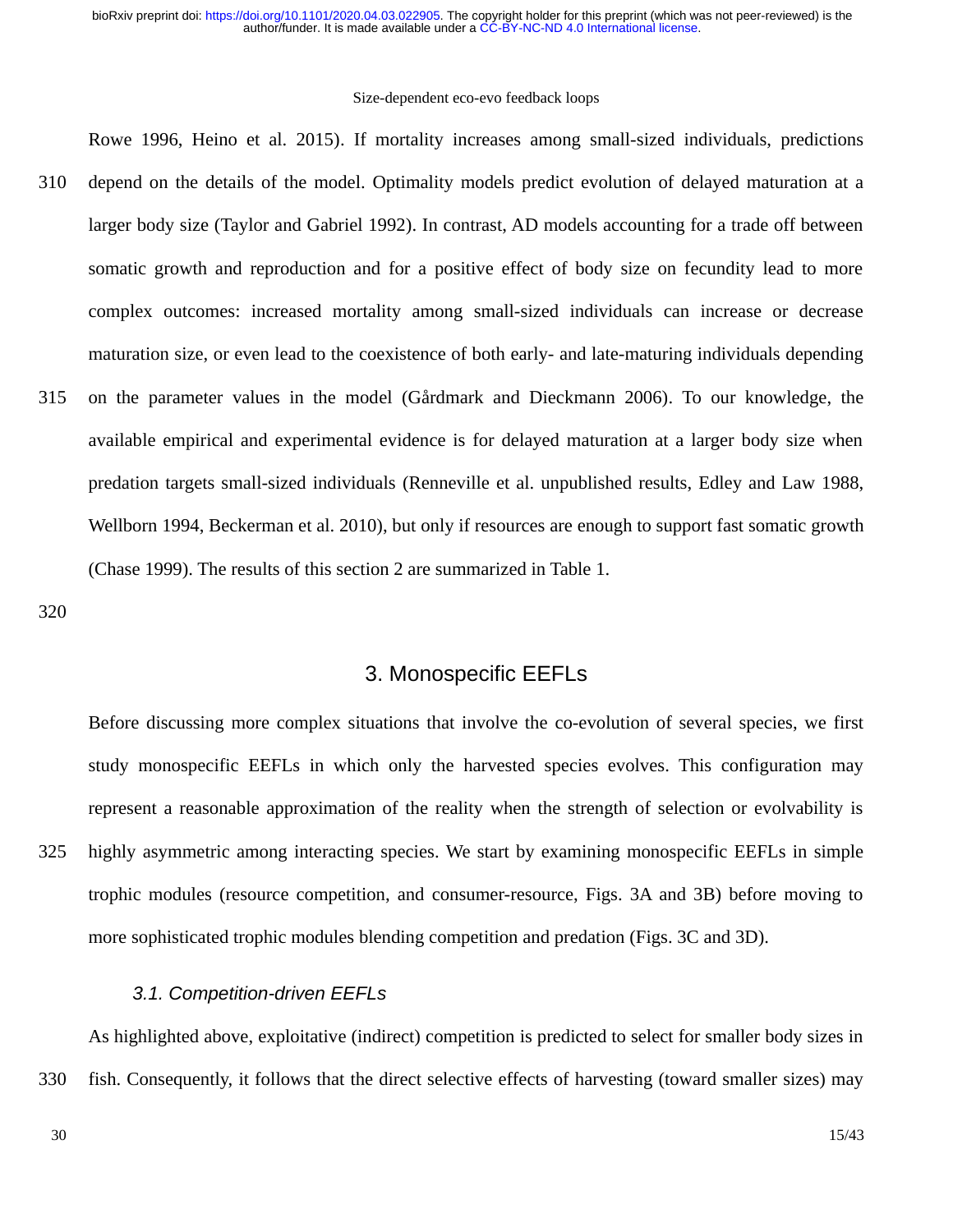Rowe 1996, Heino et al. 2015). If mortality increases among small-sized individuals, predictions depend on the details of the model. Optimality models predict evolution of delayed maturation at a larger body size (Taylor and Gabriel 1992). In contrast, AD models accounting for a trade off between somatic growth and reproduction and for a positive effect of body size on fecundity lead to more complex outcomes: increased mortality among small-sized individuals can increase or decrease maturation size, or even lead to the coexistence of both early- and late-maturing individuals depending on the parameter values in the model (Gårdmark and Dieckmann 2006). To our knowledge, the available empirical and experimental evidence is for delayed maturation at a larger body size when predation targets small-sized individuals (Renneville et al. unpublished results, Edley and Law 1988, Wellborn 1994, Beckerman et al. 2010), but only if resources are enough to support fast somatic growth (Chase 1999). The results of this section 2 are summarized in Table 1.

## 3. Monospecific EEFLs

Before discussing more complex situations that involve the co-evolution of several species, we first study monospecific EEFLs in which only the harvested species evolves. This configuration may represent a reasonable approximation of the reality when the strength of selection or evolvability is highly asymmetric among interacting species. We start by examining monospecific EEFLs in simple trophic modules (resource competition, and consumer-resource, Figs. 3A and 3B) before moving to more sophisticated trophic modules blending competition and predation (Figs. 3C and 3D).

### *3.1. Competition-driven EEFLs*

As highlighted above, exploitative (indirect) competition is predicted to select for smaller body sizes in fish. Consequently, it follows that the direct selective effects of harvesting (toward smaller sizes) may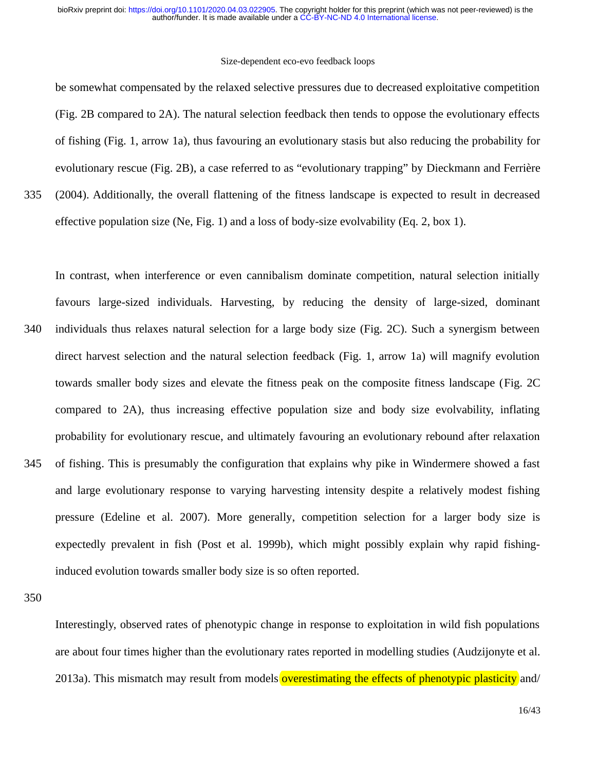be somewhat compensated by the relaxed selective pressures due to decreased exploitative competition (Fig. 2B compared to 2A). The natural selection feedback then tends to oppose the evolutionary effects of fishing (Fig. 1, arrow 1a), thus favouring an evolutionary stasis but also reducing the probability for evolutionary rescue (Fig. 2B), a case referred to as "evolutionary trapping" by Dieckmann and Ferrière (2004). Additionally, the overall flattening of the fitness landscape is expected to result in decreased effective population size (Ne, Fig. 1) and a loss of body-size evolvability (Eq. 2, box 1).

In contrast, when interference or even cannibalism dominate competition, natural selection initially favours large-sized individuals. Harvesting, by reducing the density of large-sized, dominant individuals thus relaxes natural selection for a large body size (Fig. 2C). Such a synergism between direct harvest selection and the natural selection feedback (Fig. 1, arrow 1a) will magnify evolution towards smaller body sizes and elevate the fitness peak on the composite fitness landscape (Fig. 2C compared to 2A), thus increasing effective population size and body size evolvability, inflating probability for evolutionary rescue, and ultimately favouring an evolutionary rebound after relaxation of fishing. This is presumably the configuration that explains why pike in Windermere showed a fast and large evolutionary response to varying harvesting intensity despite a relatively modest fishing pressure (Edeline et al. 2007). More generally, competition selection for a larger body size is expectedly prevalent in fish (Post et al. 1999b), which might possibly explain why rapid fishing-induced evolution towards smaller body size is so often reported.

Interestingly, observed rates of phenotypic change in response to exploitation in wild fish populations are about four times higher than the evolutionary rates reported in modelling studies (Audzijonyte et al. 2013a). This mismatch may result from models overestimating the effects of phenotypic plasticity and/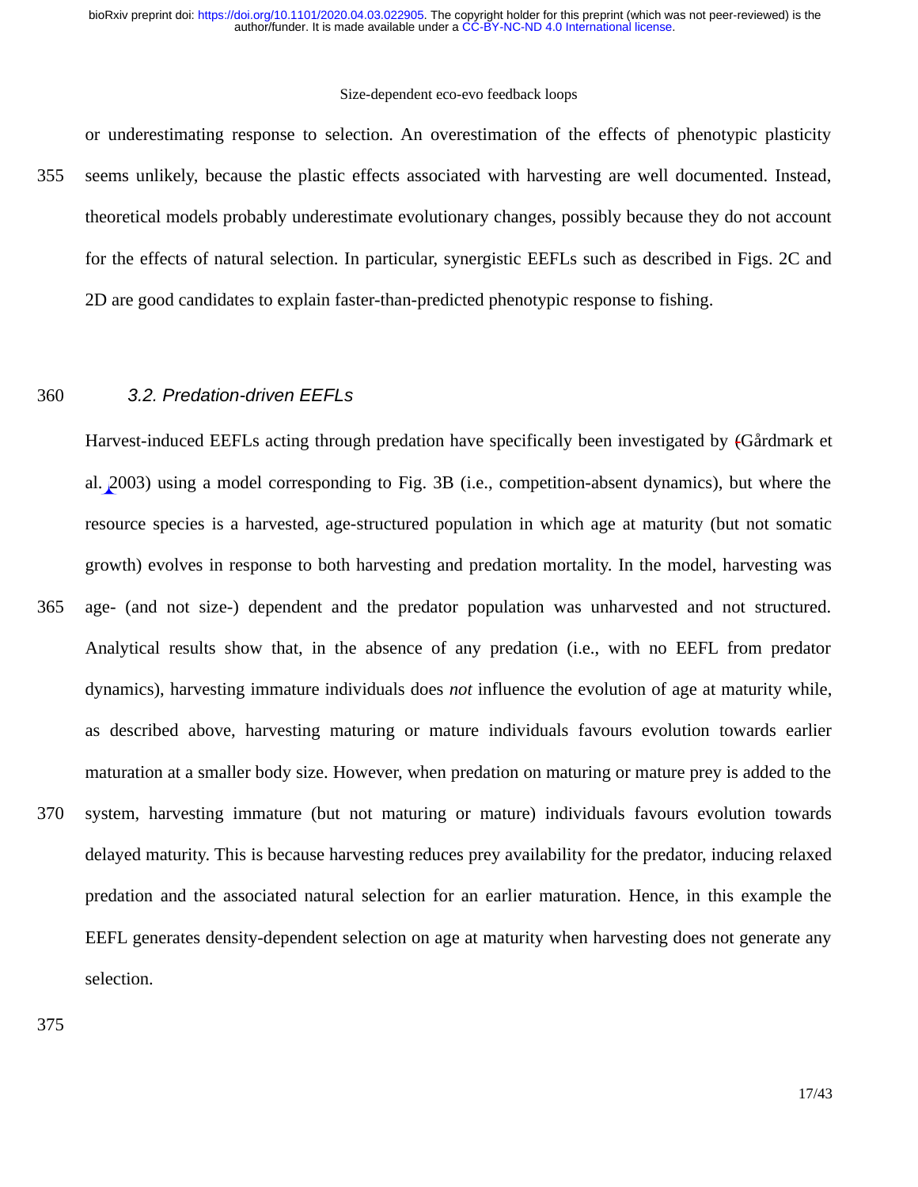or underestimating response to selection. An overestimation of the effects of phenotypic plasticity seems unlikely, because the plastic effects associated with harvesting are well documented. Instead, theoretical models probably underestimate evolutionary changes, possibly because they do not account for the effects of natural selection. In particular, synergistic EEFLs such as described in Figs. 2C and 2D are good candidates to explain faster-than-predicted phenotypic response to fishing.

### 3.2. Predation-driven EEFLs

Harvest-induced EEFLs acting through predation have specifically been investigated by (Gårdmark et al. 2003) using a model corresponding to Fig. 3B (i.e., competition-absent dynamics), but where the resource species is a harvested, age-structured population in which age at maturity (but not somatic growth) evolves in response to both harvesting and predation mortality. In the model, harvesting was age- (and not size-) dependent and the predator population was unharvested and not structured. Analytical results show that, in the absence of any predation (i.e., with no EEFL from predator dynamics), harvesting immature individuals does *not* influence the evolution of age at maturity while, as described above, harvesting maturing or mature individuals favours evolution towards earlier maturation at a smaller body size. However, when predation on maturing or mature prey is added to the system, harvesting immature (but not maturing or mature) individuals favours evolution towards delayed maturity. This is because harvesting reduces prey availability for the predator, inducing relaxed predation and the associated natural selection for an earlier maturation. Hence, in this example the EEFL generates density-dependent selection on age at maturity when harvesting does not generate any selection.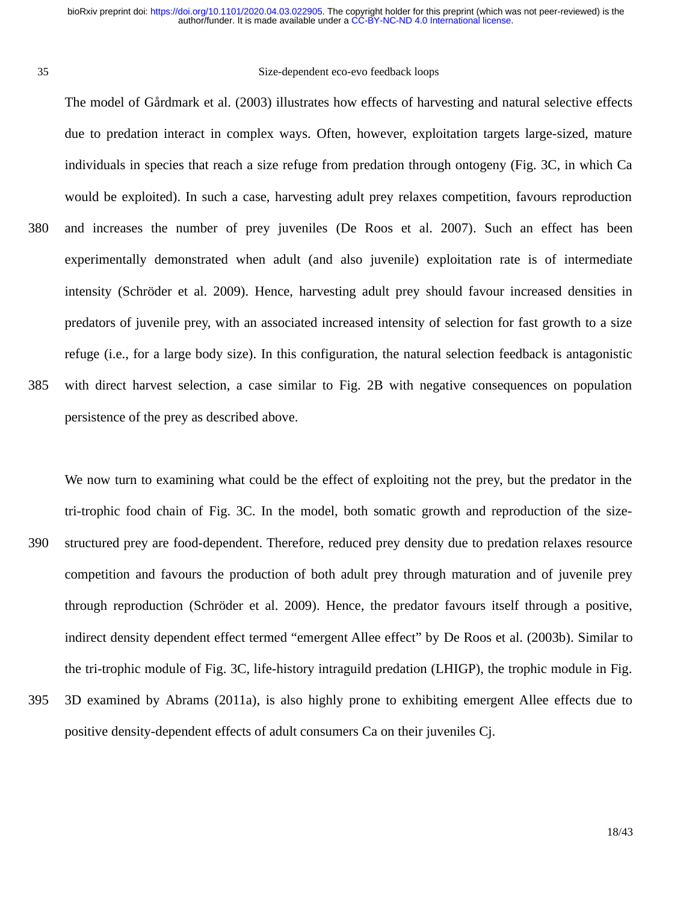The model of Gårdmark et al. (2003) illustrates how effects of harvesting and natural selective effects due to predation interact in complex ways. Often, however, exploitation targets large-sized, mature individuals in species that reach a size refuge from predation through ontogeny (Fig. 3C, in which Ca would be exploited). In such a case, harvesting adult prey relaxes competition, favours reproduction and increases the number of prey juveniles (De Roos et al. 2007). Such an effect has been experimentally demonstrated when adult (and also juvenile) exploitation rate is of intermediate intensity (Schröder et al. 2009). Hence, harvesting adult prey should favour increased densities in predators of juvenile prey, with an associated increased intensity of selection for fast growth to a size refuge (i.e., for a large body size). In this configuration, the natural selection feedback is antagonistic with direct harvest selection, a case similar to Fig. 2B with negative consequences on population persistence of the prey as described above.

We now turn to examining what could be the effect of exploiting not the prey, but the predator in the tri-trophic food chain of Fig. 3C. In the model, both somatic growth and reproduction of the size-structured prey are food-dependent. Therefore, reduced prey density due to predation relaxes resource competition and favours the production of both adult prey through maturation and of juvenile prey through reproduction (Schröder et al. 2009). Hence, the predator favours itself through a positive, indirect density dependent effect termed "emergent Allee effect" by De Roos et al. (2003b). Similar to the tri-trophic module of Fig. 3C, life-history intraguild predation (LHIGP), the trophic module in Fig. 3D examined by Abrams (2011a), is also highly prone to exhibiting emergent Allee effects due to positive density-dependent effects of adult consumers Ca on their juveniles Cj.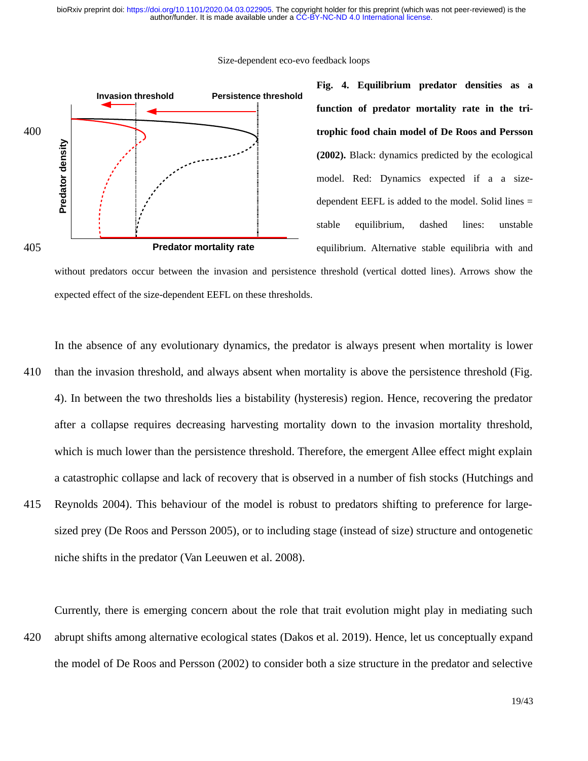Invasion threshold

Persistence threshold

Predator density

Predator mortality rate

**Fig. 4. Equilibrium predator densities as a function of predator mortality rate in the tri-trophic food chain model of De Roos and Persson (2002).** Black: dynamics predicted by the ecological model. Red: Dynamics expected if a a size-dependent EEFL is added to the model. Solid lines = stable equilibrium, dashed lines: unstable equilibrium. Alternative stable equilibria with and without predators occur between the invasion and persistence threshold (vertical dotted lines). Arrows show the expected effect of the size-dependent EEFL on these thresholds.

In the absence of any evolutionary dynamics, the predator is always present when mortality is lower than the invasion threshold, and always absent when mortality is above the persistence threshold (Fig. 4). In between the two thresholds lies a bistability (hysteresis) region. Hence, recovering the predator after a collapse requires decreasing harvesting mortality down to the invasion mortality threshold, which is much lower than the persistence threshold. Therefore, the emergent Allee effect might explain a catastrophic collapse and lack of recovery that is observed in a number of fish stocks (Hutchings and Reynolds 2004). This behaviour of the model is robust to predators shifting to preference for large-sized prey (De Roos and Persson 2005), or to including stage (instead of size) structure and ontogenetic niche shifts in the predator (Van Leeuwen et al. 2008).

Currently, there is emerging concern about the role that trait evolution might play in mediating such abrupt shifts among alternative ecological states (Dakos et al. 2019). Hence, let us conceptually expand the model of De Roos and Persson (2002) to consider both a size structure in the predator and selective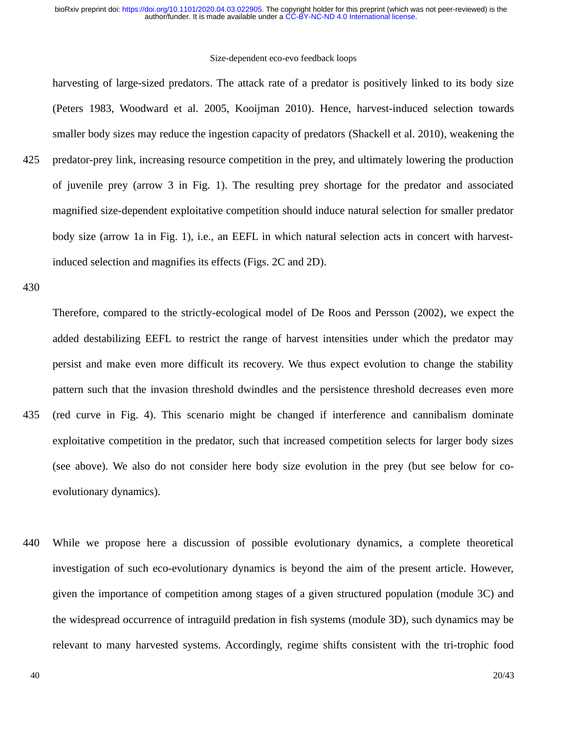harvesting of large-sized predators. The attack rate of a predator is positively linked to its body size (Peters 1983, Woodward et al. 2005, Kooijman 2010). Hence, harvest-induced selection towards smaller body sizes may reduce the ingestion capacity of predators (Shackell et al. 2010), weakening the predator-prey link, increasing resource competition in the prey, and ultimately lowering the production of juvenile prey (arrow 3 in Fig. 1). The resulting prey shortage for the predator and associated magnified size-dependent exploitative competition should induce natural selection for smaller predator body size (arrow 1a in Fig. 1), i.e., an EEFL in which natural selection acts in concert with harvest-induced selection and magnifies its effects (Figs. 2C and 2D).

Therefore, compared to the strictly-ecological model of De Roos and Persson (2002), we expect the added destabilizing EEFL to restrict the range of harvest intensities under which the predator may persist and make even more difficult its recovery. We thus expect evolution to change the stability pattern such that the invasion threshold dwindles and the persistence threshold decreases even more (red curve in Fig. 4). This scenario might be changed if interference and cannibalism dominate exploitative competition in the predator, such that increased competition selects for larger body sizes (see above). We also do not consider here body size evolution in the prey (but see below for co-evolutionary dynamics).

While we propose here a discussion of possible evolutionary dynamics, a complete theoretical investigation of such eco-evolutionary dynamics is beyond the aim of the present article. However, given the importance of competition among stages of a given structured population (module 3C) and the widespread occurrence of intraguild predation in fish systems (module 3D), such dynamics may be relevant to many harvested systems. Accordingly, regime shifts consistent with the tri-trophic food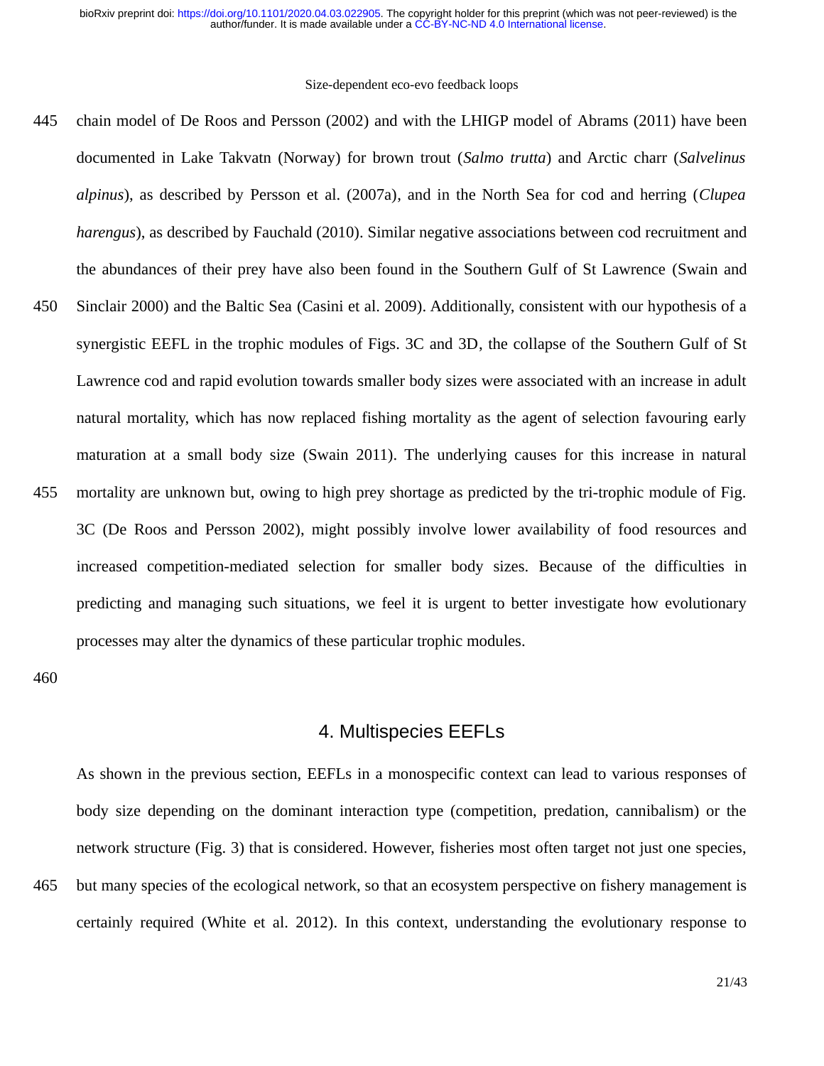chain model of De Roos and Persson (2002) and with the LHIGP model of Abrams (2011) have been documented in Lake Takvatn (Norway) for brown trout (*Salmo trutta*) and Arctic charr (*Salvelinus alpinus*), as described by Persson et al. (2007a), and in the North Sea for cod and herring (*Clupea harengus*), as described by Fauchald (2010). Similar negative associations between cod recruitment and the abundances of their prey have also been found in the Southern Gulf of St Lawrence (Swain and Sinclair 2000) and the Baltic Sea (Casini et al. 2009). Additionally, consistent with our hypothesis of a synergistic EEFL in the trophic modules of Figs. 3C and 3D, the collapse of the Southern Gulf of St Lawrence cod and rapid evolution towards smaller body sizes were associated with an increase in adult natural mortality, which has now replaced fishing mortality as the agent of selection favouring early maturation at a small body size (Swain 2011). The underlying causes for this increase in natural mortality are unknown but, owing to high prey shortage as predicted by the tri-trophic module of Fig. 3C (De Roos and Persson 2002), might possibly involve lower availability of food resources and increased competition-mediated selection for smaller body sizes. Because of the difficulties in predicting and managing such situations, we feel it is urgent to better investigate how evolutionary processes may alter the dynamics of these particular trophic modules.

## 4. Multispecies EEFLs

As shown in the previous section, EEFLs in a monospecific context can lead to various responses of body size depending on the dominant interaction type (competition, predation, cannibalism) or the network structure (Fig. 3) that is considered. However, fisheries most often target not just one species, but many species of the ecological network, so that an ecosystem perspective on fishery management is certainly required (White et al. 2012). In this context, understanding the evolutionary response to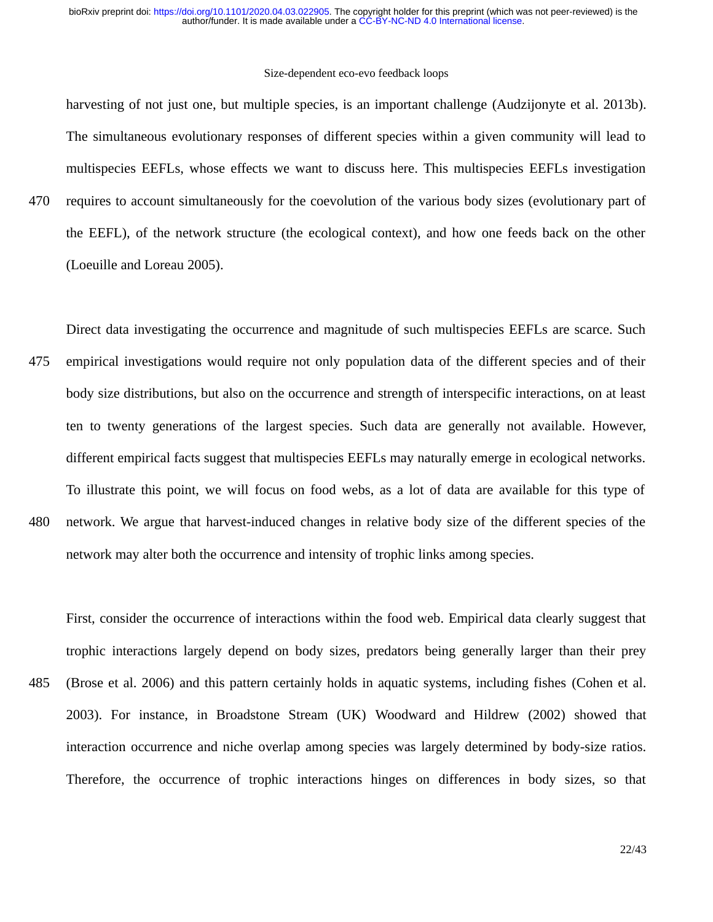harvesting of not just one, but multiple species, is an important challenge (Audzijonyte et al. 2013b). The simultaneous evolutionary responses of different species within a given community will lead to multispecies EEFLs, whose effects we want to discuss here. This multispecies EEFLs investigation requires to account simultaneously for the coevolution of the various body sizes (evolutionary part of the EEFL), of the network structure (the ecological context), and how one feeds back on the other (Loeuille and Loreau 2005).

Direct data investigating the occurrence and magnitude of such multispecies EEFLs are scarce. Such empirical investigations would require not only population data of the different species and of their body size distributions, but also on the occurrence and strength of interspecific interactions, on at least ten to twenty generations of the largest species. Such data are generally not available. However, different empirical facts suggest that multispecies EEFLs may naturally emerge in ecological networks. To illustrate this point, we will focus on food webs, as a lot of data are available for this type of network. We argue that harvest-induced changes in relative body size of the different species of the network may alter both the occurrence and intensity of trophic links among species.

First, consider the occurrence of interactions within the food web. Empirical data clearly suggest that trophic interactions largely depend on body sizes, predators being generally larger than their prey (Brose et al. 2006) and this pattern certainly holds in aquatic systems, including fishes (Cohen et al. 2003). For instance, in Broadstone Stream (UK) Woodward and Hildrew (2002) showed that interaction occurrence and niche overlap among species was largely determined by body-size ratios. Therefore, the occurrence of trophic interactions hinges on differences in body sizes, so that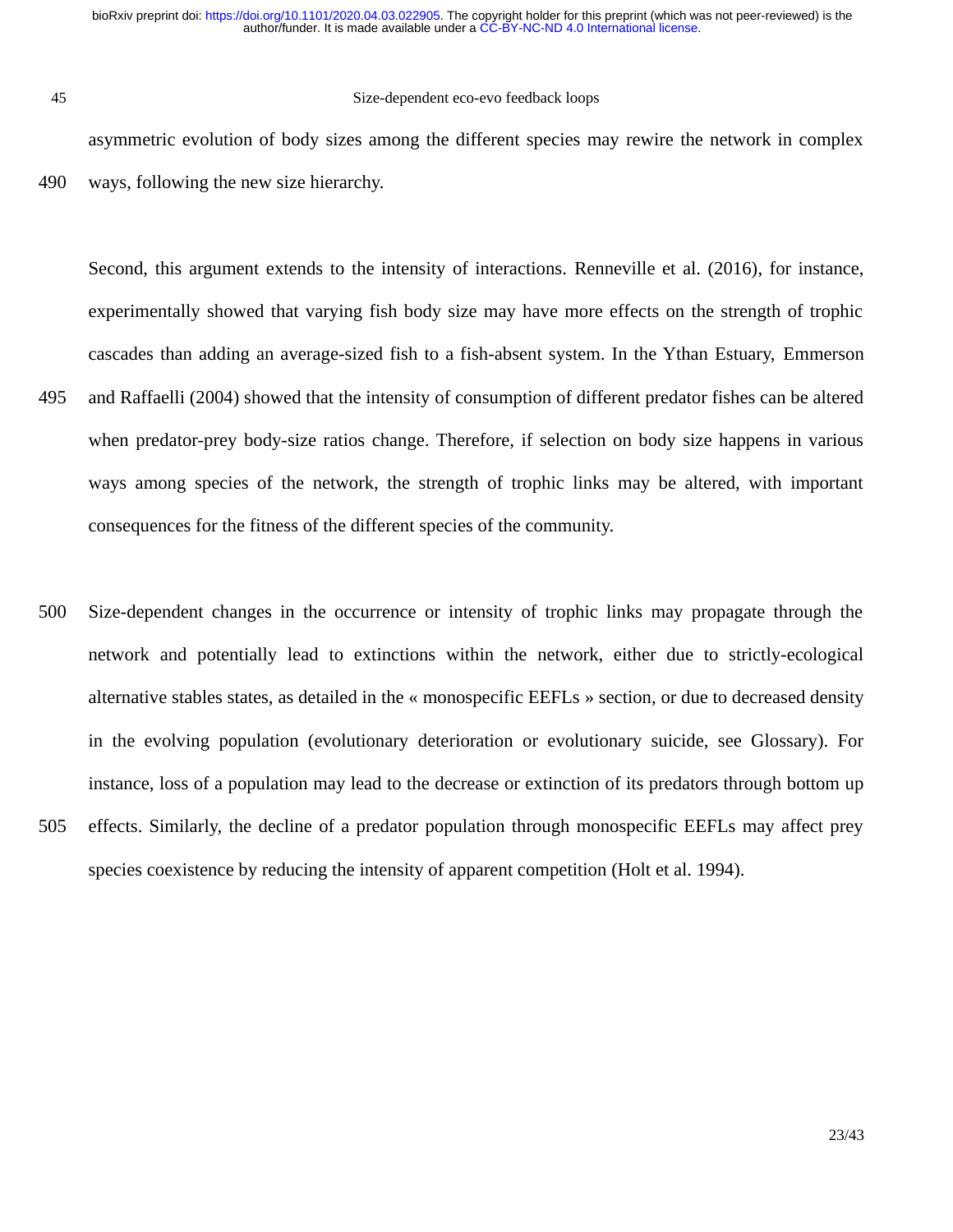asymmetric evolution of body sizes among the different species may rewire the network in complex ways, following the new size hierarchy.

Second, this argument extends to the intensity of interactions. Renneville et al. (2016), for instance, experimentally showed that varying fish body size may have more effects on the strength of trophic cascades than adding an average-sized fish to a fish-absent system. In the Ythan Estuary, Emmerson and Raffaelli (2004) showed that the intensity of consumption of different predator fishes can be altered when predator-prey body-size ratios change. Therefore, if selection on body size happens in various ways among species of the network, the strength of trophic links may be altered, with important consequences for the fitness of the different species of the community.

Size-dependent changes in the occurrence or intensity of trophic links may propagate through the network and potentially lead to extinctions within the network, either due to strictly-ecological alternative stables states, as detailed in the « monospecific EEFLs » section, or due to decreased density in the evolving population (evolutionary deterioration or evolutionary suicide, see Glossary). For instance, loss of a population may lead to the decrease or extinction of its predators through bottom up effects. Similarly, the decline of a predator population through monospecific EEFLs may affect prey species coexistence by reducing the intensity of apparent competition (Holt et al. 1994).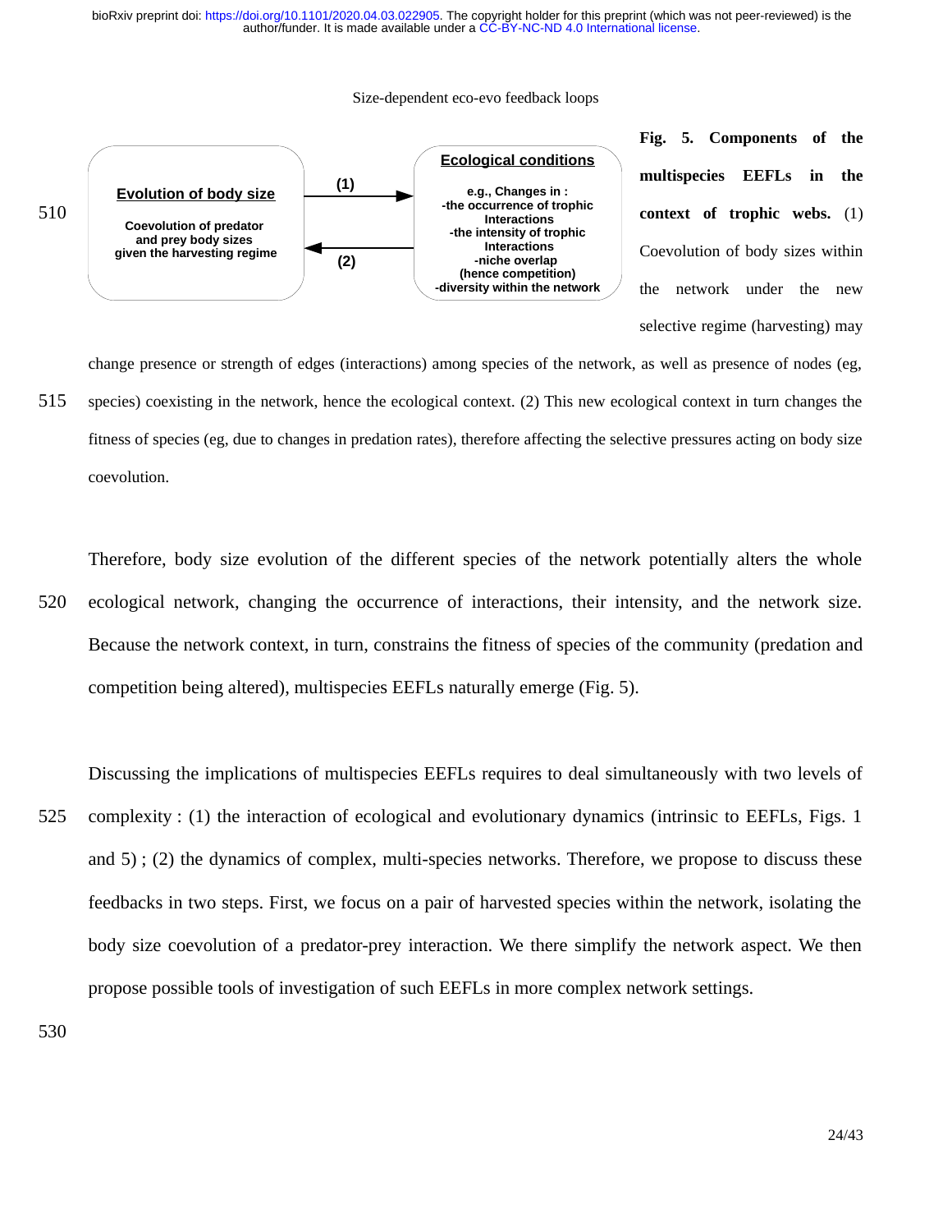**Evolution of body size**

Coevolution of predator and prey body sizes given the harvesting regime

(1) →

← (2)

**Ecological conditions**

e.g., Changes in :
- the occurrence of trophic Interactions
- the intensity of trophic Interactions
- niche overlap (hence competition)
- diversity within the network

**Fig. 5. Components of the multispecies EEFLs in the context of trophic webs.** (1) Coevolution of body sizes within the network under the new selective regime (harvesting) may change presence or strength of edges (interactions) among species of the network, as well as presence of nodes (eg, species) coexisting in the network, hence the ecological context. (2) This new ecological context in turn changes the fitness of species (eg, due to changes in predation rates), therefore affecting the selective pressures acting on body size coevolution.

Therefore, body size evolution of the different species of the network potentially alters the whole ecological network, changing the occurrence of interactions, their intensity, and the network size. Because the network context, in turn, constrains the fitness of species of the community (predation and competition being altered), multispecies EEFLs naturally emerge (Fig. 5).

Discussing the implications of multispecies EEFLs requires to deal simultaneously with two levels of complexity : (1) the interaction of ecological and evolutionary dynamics (intrinsic to EEFLs, Figs. 1 and 5) ; (2) the dynamics of complex, multi-species networks. Therefore, we propose to discuss these feedbacks in two steps. First, we focus on a pair of harvested species within the network, isolating the body size coevolution of a predator-prey interaction. We there simplify the network aspect. We then propose possible tools of investigation of such EEFLs in more complex network settings.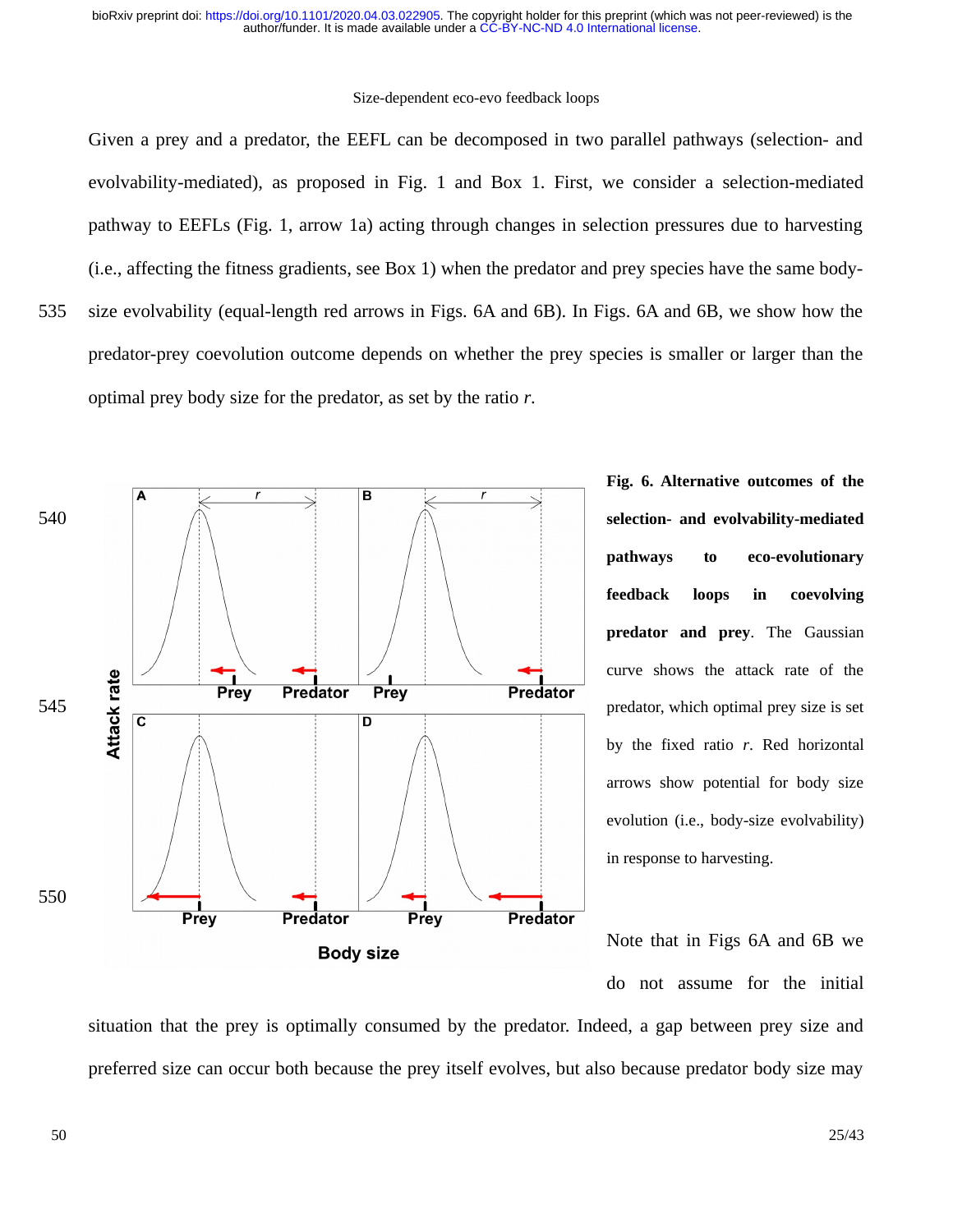Given a prey and a predator, the EEFL can be decomposed in two parallel pathways (selection- and evolvability-mediated), as proposed in Fig. 1 and Box 1. First, we consider a selection-mediated pathway to EEFLs (Fig. 1, arrow 1a) acting through changes in selection pressures due to harvesting (i.e., affecting the fitness gradients, see Box 1) when the predator and prey species have the same body-size evolvability (equal-length red arrows in Figs. 6A and 6B). In Figs. 6A and 6B, we show how the predator-prey coevolution outcome depends on whether the prey species is smaller or larger than the optimal prey body size for the predator, as set by the ratio *r*.

**Fig. 6. Alternative outcomes of the selection- and evolvability-mediated pathways to eco-evolutionary feedback loops in coevolving predator and prey**. The Gaussian curve shows the attack rate of the predator, which optimal prey size is set by the fixed ratio *r*. Red horizontal arrows show potential for body size evolution (i.e., body-size evolvability) in response to harvesting.

Note that in Figs 6A and 6B we do not assume for the initial situation that the prey is optimally consumed by the predator. Indeed, a gap between prey size and preferred size can occur both because the prey itself evolves, but also because predator body size may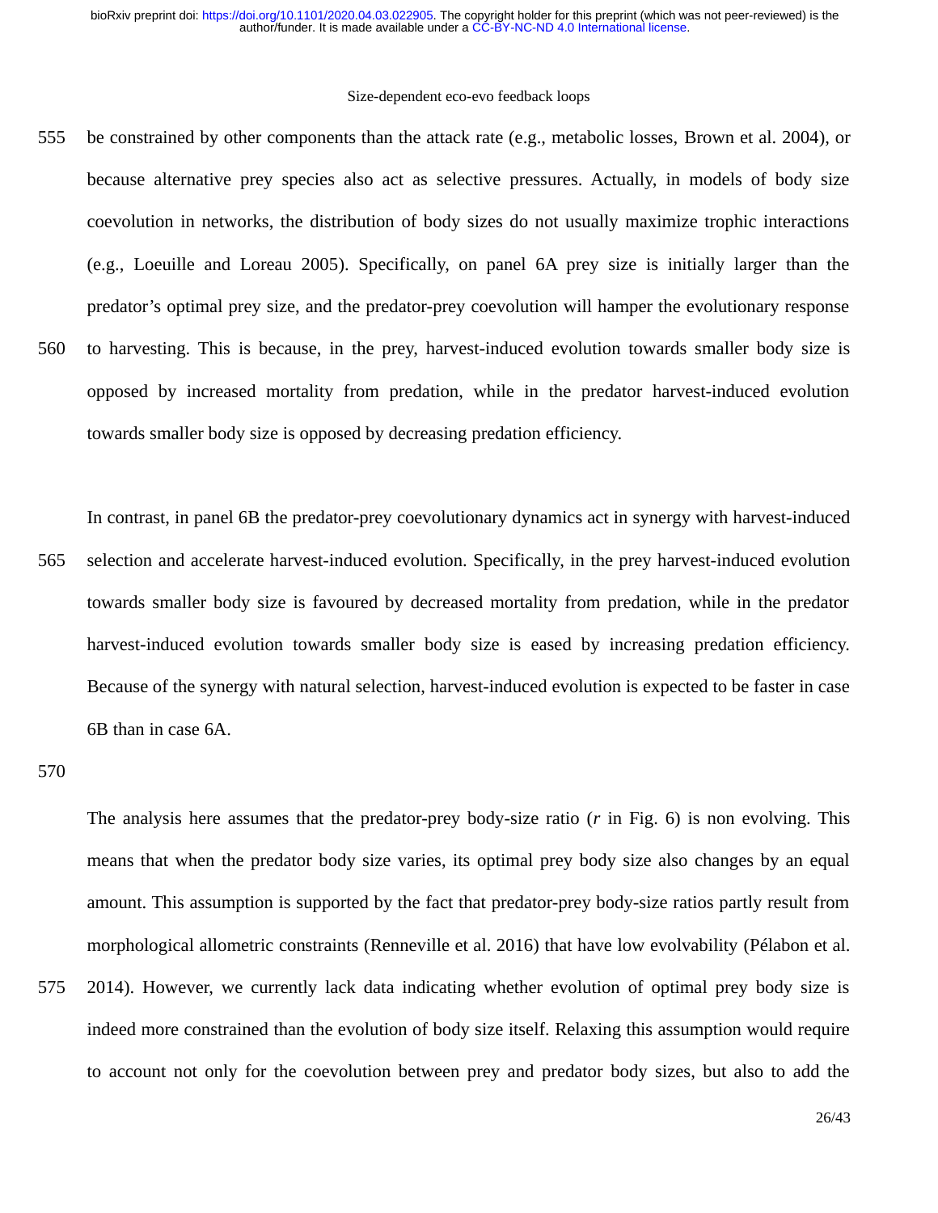be constrained by other components than the attack rate (e.g., metabolic losses, Brown et al. 2004), or because alternative prey species also act as selective pressures. Actually, in models of body size coevolution in networks, the distribution of body sizes do not usually maximize trophic interactions (e.g., Loeuille and Loreau 2005). Specifically, on panel 6A prey size is initially larger than the predator's optimal prey size, and the predator-prey coevolution will hamper the evolutionary response to harvesting. This is because, in the prey, harvest-induced evolution towards smaller body size is opposed by increased mortality from predation, while in the predator harvest-induced evolution towards smaller body size is opposed by decreasing predation efficiency.

In contrast, in panel 6B the predator-prey coevolutionary dynamics act in synergy with harvest-induced selection and accelerate harvest-induced evolution. Specifically, in the prey harvest-induced evolution towards smaller body size is favoured by decreased mortality from predation, while in the predator harvest-induced evolution towards smaller body size is eased by increasing predation efficiency. Because of the synergy with natural selection, harvest-induced evolution is expected to be faster in case 6B than in case 6A.

The analysis here assumes that the predator-prey body-size ratio ($r$ in Fig. 6) is non evolving. This means that when the predator body size varies, its optimal prey body size also changes by an equal amount. This assumption is supported by the fact that predator-prey body-size ratios partly result from morphological allometric constraints (Renneville et al. 2016) that have low evolvability (Pélabon et al. 2014). However, we currently lack data indicating whether evolution of optimal prey body size is indeed more constrained than the evolution of body size itself. Relaxing this assumption would require to account not only for the coevolution between prey and predator body sizes, but also to add the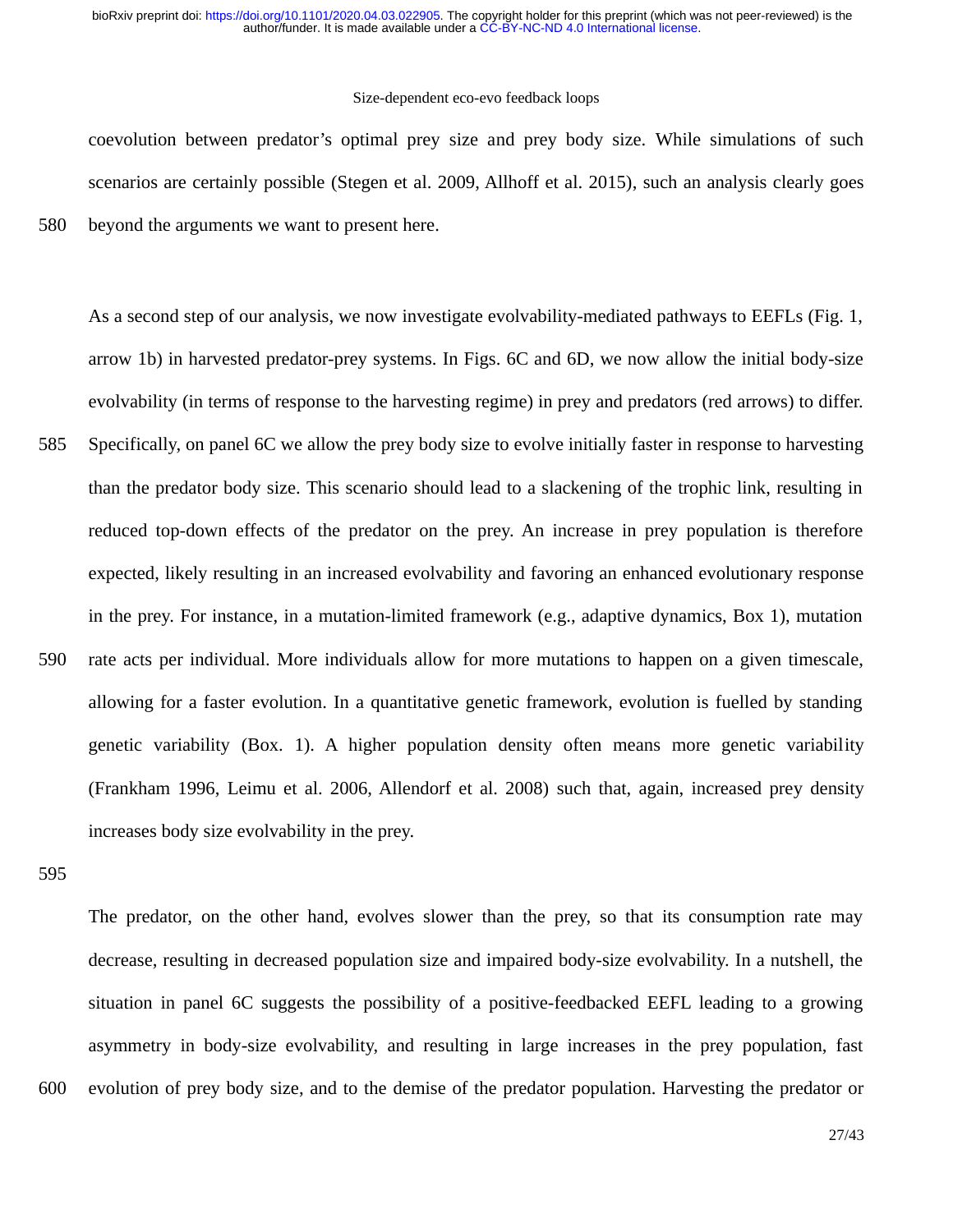coevolution between predator's optimal prey size and prey body size. While simulations of such scenarios are certainly possible (Stegen et al. 2009, Allhoff et al. 2015), such an analysis clearly goes beyond the arguments we want to present here.

As a second step of our analysis, we now investigate evolvability-mediated pathways to EEFLs (Fig. 1, arrow 1b) in harvested predator-prey systems. In Figs. 6C and 6D, we now allow the initial body-size evolvability (in terms of response to the harvesting regime) in prey and predators (red arrows) to differ. Specifically, on panel 6C we allow the prey body size to evolve initially faster in response to harvesting than the predator body size. This scenario should lead to a slackening of the trophic link, resulting in reduced top-down effects of the predator on the prey. An increase in prey population is therefore expected, likely resulting in an increased evolvability and favoring an enhanced evolutionary response in the prey. For instance, in a mutation-limited framework (e.g., adaptive dynamics, Box 1), mutation rate acts per individual. More individuals allow for more mutations to happen on a given timescale, allowing for a faster evolution. In a quantitative genetic framework, evolution is fuelled by standing genetic variability (Box. 1). A higher population density often means more genetic variability (Frankham 1996, Leimu et al. 2006, Allendorf et al. 2008) such that, again, increased prey density increases body size evolvability in the prey.

The predator, on the other hand, evolves slower than the prey, so that its consumption rate may decrease, resulting in decreased population size and impaired body-size evolvability. In a nutshell, the situation in panel 6C suggests the possibility of a positive-feedbacked EEFL leading to a growing asymmetry in body-size evolvability, and resulting in large increases in the prey population, fast evolution of prey body size, and to the demise of the predator population. Harvesting the predator or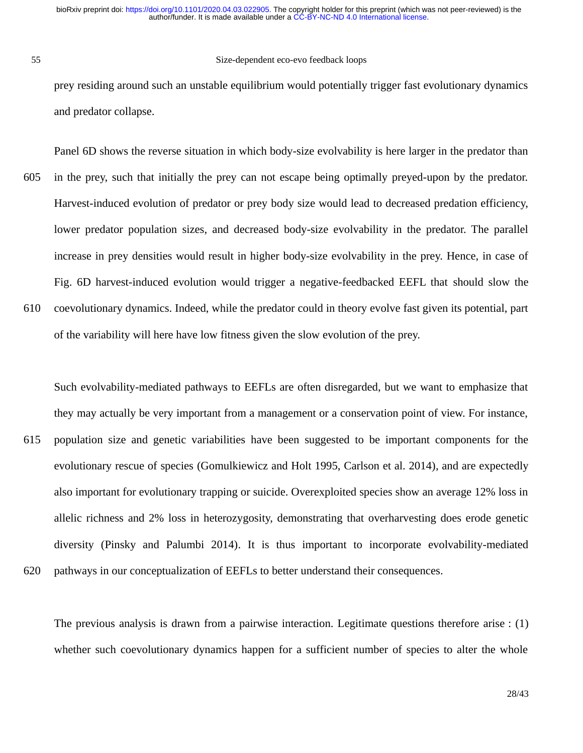prey residing around such an unstable equilibrium would potentially trigger fast evolutionary dynamics and predator collapse.

Panel 6D shows the reverse situation in which body-size evolvability is here larger in the predator than in the prey, such that initially the prey can not escape being optimally preyed-upon by the predator. Harvest-induced evolution of predator or prey body size would lead to decreased predation efficiency, lower predator population sizes, and decreased body-size evolvability in the predator. The parallel increase in prey densities would result in higher body-size evolvability in the prey. Hence, in case of Fig. 6D harvest-induced evolution would trigger a negative-feedbacked EEFL that should slow the coevolutionary dynamics. Indeed, while the predator could in theory evolve fast given its potential, part of the variability will here have low fitness given the slow evolution of the prey.

Such evolvability-mediated pathways to EEFLs are often disregarded, but we want to emphasize that they may actually be very important from a management or a conservation point of view. For instance, population size and genetic variabilities have been suggested to be important components for the evolutionary rescue of species (Gomulkiewicz and Holt 1995, Carlson et al. 2014), and are expectedly also important for evolutionary trapping or suicide. Overexploited species show an average 12% loss in allelic richness and 2% loss in heterozygosity, demonstrating that overharvesting does erode genetic diversity (Pinsky and Palumbi 2014). It is thus important to incorporate evolvability-mediated pathways in our conceptualization of EEFLs to better understand their consequences.

The previous analysis is drawn from a pairwise interaction. Legitimate questions therefore arise : (1) whether such coevolutionary dynamics happen for a sufficient number of species to alter the whole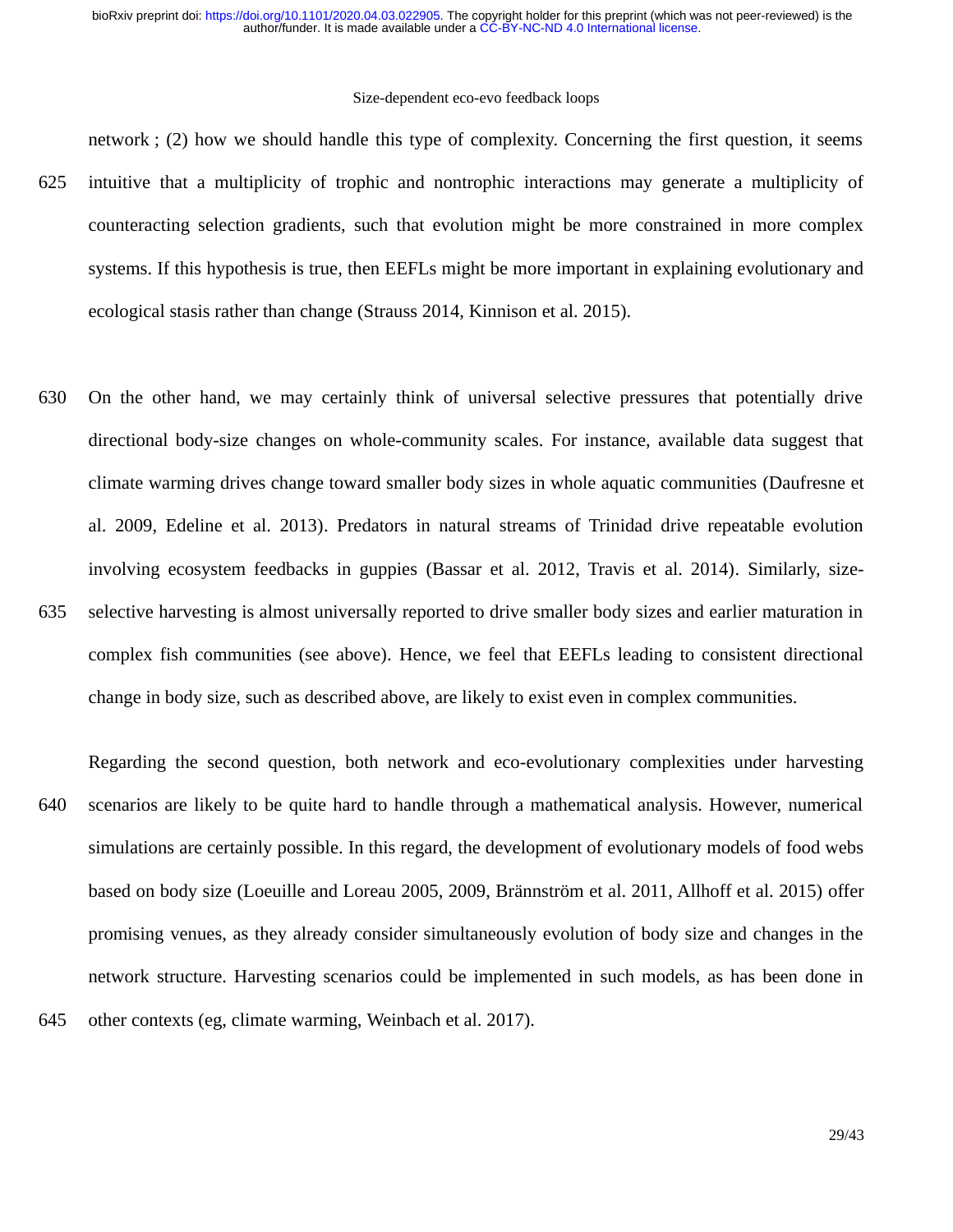network ; (2) how we should handle this type of complexity. Concerning the first question, it seems intuitive that a multiplicity of trophic and nontrophic interactions may generate a multiplicity of counteracting selection gradients, such that evolution might be more constrained in more complex systems. If this hypothesis is true, then EEFLs might be more important in explaining evolutionary and ecological stasis rather than change (Strauss 2014, Kinnison et al. 2015).

On the other hand, we may certainly think of universal selective pressures that potentially drive directional body-size changes on whole-community scales. For instance, available data suggest that climate warming drives change toward smaller body sizes in whole aquatic communities (Daufresne et al. 2009, Edeline et al. 2013). Predators in natural streams of Trinidad drive repeatable evolution involving ecosystem feedbacks in guppies (Bassar et al. 2012, Travis et al. 2014). Similarly, size-selective harvesting is almost universally reported to drive smaller body sizes and earlier maturation in complex fish communities (see above). Hence, we feel that EEFLs leading to consistent directional change in body size, such as described above, are likely to exist even in complex communities.

Regarding the second question, both network and eco-evolutionary complexities under harvesting scenarios are likely to be quite hard to handle through a mathematical analysis. However, numerical simulations are certainly possible. In this regard, the development of evolutionary models of food webs based on body size (Loeuille and Loreau 2005, 2009, Brännström et al. 2011, Allhoff et al. 2015) offer promising venues, as they already consider simultaneously evolution of body size and changes in the network structure. Harvesting scenarios could be implemented in such models, as has been done in other contexts (eg, climate warming, Weinbach et al. 2017).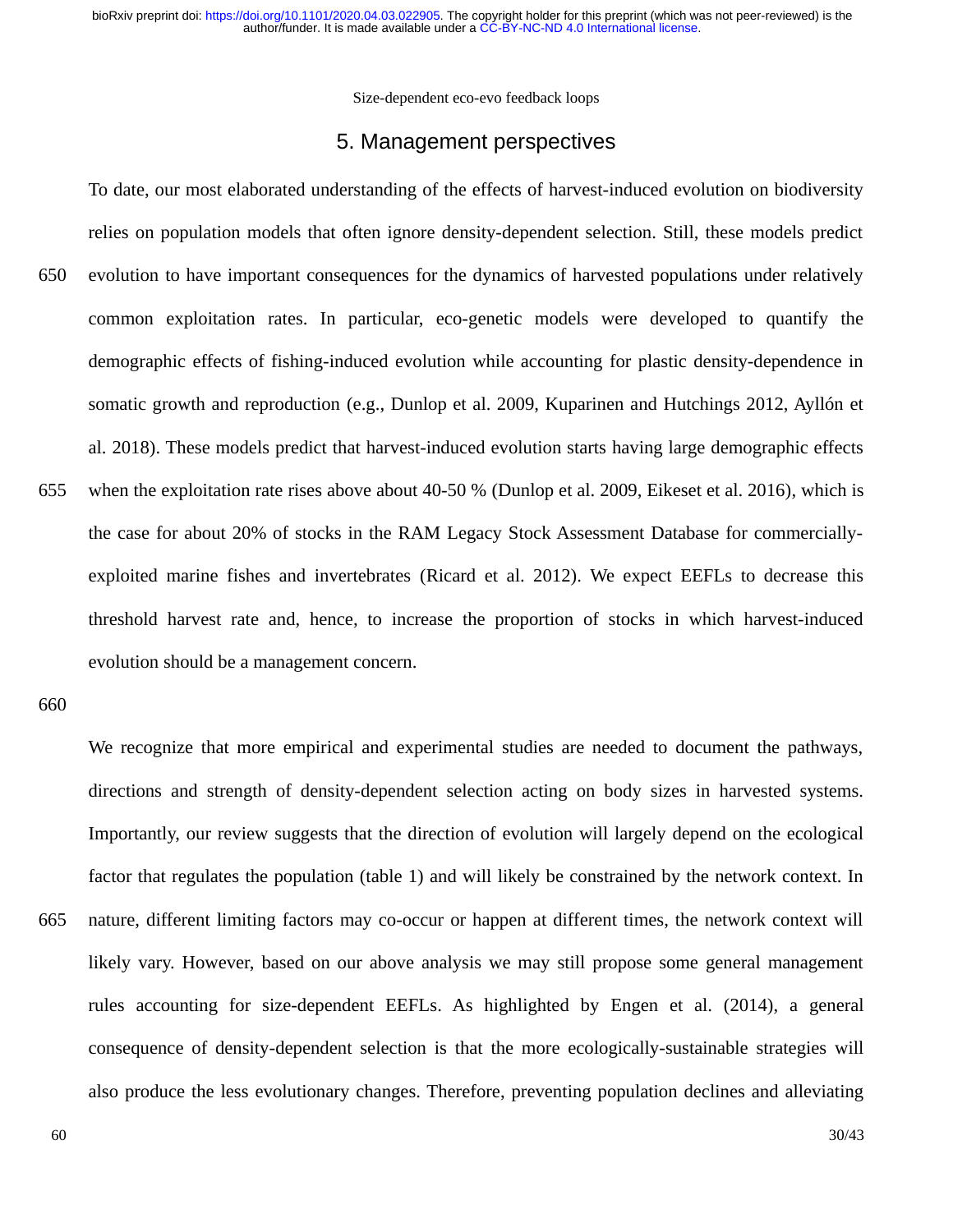## 5. Management perspectives

To date, our most elaborated understanding of the effects of harvest-induced evolution on biodiversity relies on population models that often ignore density-dependent selection. Still, these models predict evolution to have important consequences for the dynamics of harvested populations under relatively common exploitation rates. In particular, eco-genetic models were developed to quantify the demographic effects of fishing-induced evolution while accounting for plastic density-dependence in somatic growth and reproduction (e.g., Dunlop et al. 2009, Kuparinen and Hutchings 2012, Ayllón et al. 2018). These models predict that harvest-induced evolution starts having large demographic effects when the exploitation rate rises above about 40-50 % (Dunlop et al. 2009, Eikeset et al. 2016), which is the case for about 20% of stocks in the RAM Legacy Stock Assessment Database for commercially-exploited marine fishes and invertebrates (Ricard et al. 2012). We expect EEFLs to decrease this threshold harvest rate and, hence, to increase the proportion of stocks in which harvest-induced evolution should be a management concern.

We recognize that more empirical and experimental studies are needed to document the pathways, directions and strength of density-dependent selection acting on body sizes in harvested systems. Importantly, our review suggests that the direction of evolution will largely depend on the ecological factor that regulates the population (table 1) and will likely be constrained by the network context. In nature, different limiting factors may co-occur or happen at different times, the network context will likely vary. However, based on our above analysis we may still propose some general management rules accounting for size-dependent EEFLs. As highlighted by Engen et al. (2014), a general consequence of density-dependent selection is that the more ecologically-sustainable strategies will also produce the less evolutionary changes. Therefore, preventing population declines and alleviating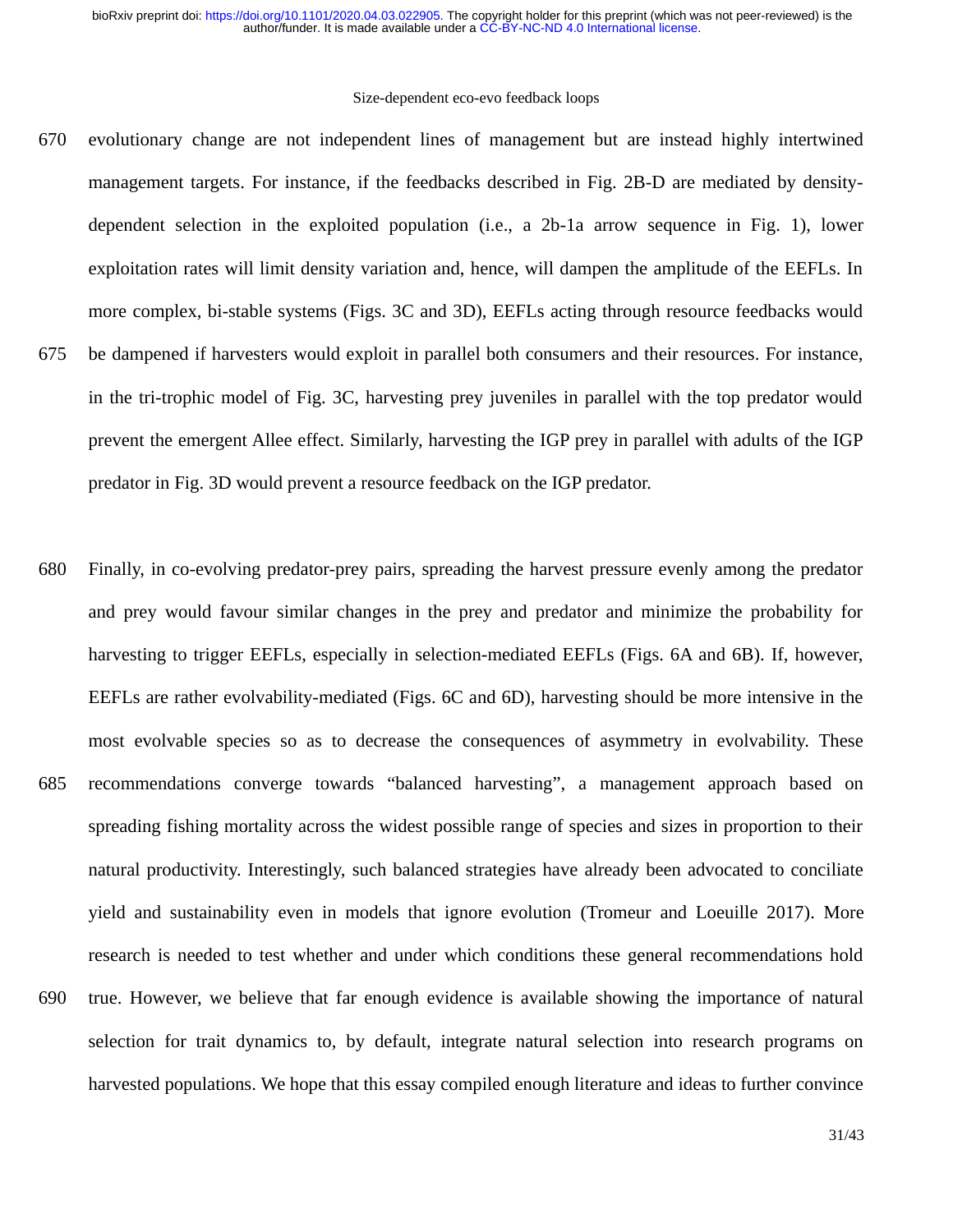evolutionary change are not independent lines of management but are instead highly intertwined management targets. For instance, if the feedbacks described in Fig. 2B-D are mediated by density-dependent selection in the exploited population (i.e., a 2b-1a arrow sequence in Fig. 1), lower exploitation rates will limit density variation and, hence, will dampen the amplitude of the EEFLs. In more complex, bi-stable systems (Figs. 3C and 3D), EEFLs acting through resource feedbacks would be dampened if harvesters would exploit in parallel both consumers and their resources. For instance, in the tri-trophic model of Fig. 3C, harvesting prey juveniles in parallel with the top predator would prevent the emergent Allee effect. Similarly, harvesting the IGP prey in parallel with adults of the IGP predator in Fig. 3D would prevent a resource feedback on the IGP predator.

Finally, in co-evolving predator-prey pairs, spreading the harvest pressure evenly among the predator and prey would favour similar changes in the prey and predator and minimize the probability for harvesting to trigger EEFLs, especially in selection-mediated EEFLs (Figs. 6A and 6B). If, however, EEFLs are rather evolvability-mediated (Figs. 6C and 6D), harvesting should be more intensive in the most evolvable species so as to decrease the consequences of asymmetry in evolvability. These recommendations converge towards "balanced harvesting", a management approach based on spreading fishing mortality across the widest possible range of species and sizes in proportion to their natural productivity. Interestingly, such balanced strategies have already been advocated to conciliate yield and sustainability even in models that ignore evolution (Tromeur and Loeuille 2017). More research is needed to test whether and under which conditions these general recommendations hold true. However, we believe that far enough evidence is available showing the importance of natural selection for trait dynamics to, by default, integrate natural selection into research programs on harvested populations. We hope that this essay compiled enough literature and ideas to further convince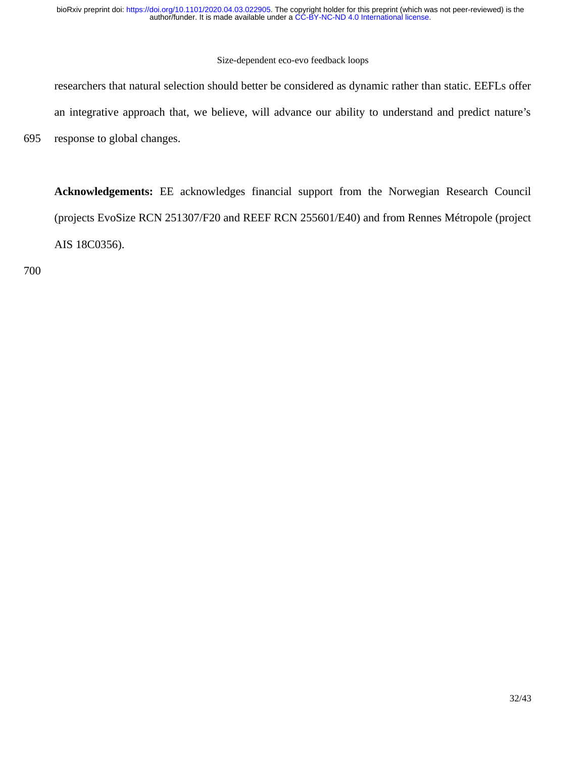researchers that natural selection should better be considered as dynamic rather than static. EEFLs offer an integrative approach that, we believe, will advance our ability to understand and predict nature's response to global changes.

**Acknowledgements:** EE acknowledges financial support from the Norwegian Research Council (projects EvoSize RCN 251307/F20 and REEF RCN 255601/E40) and from Rennes Métropole (project AIS 18C0356).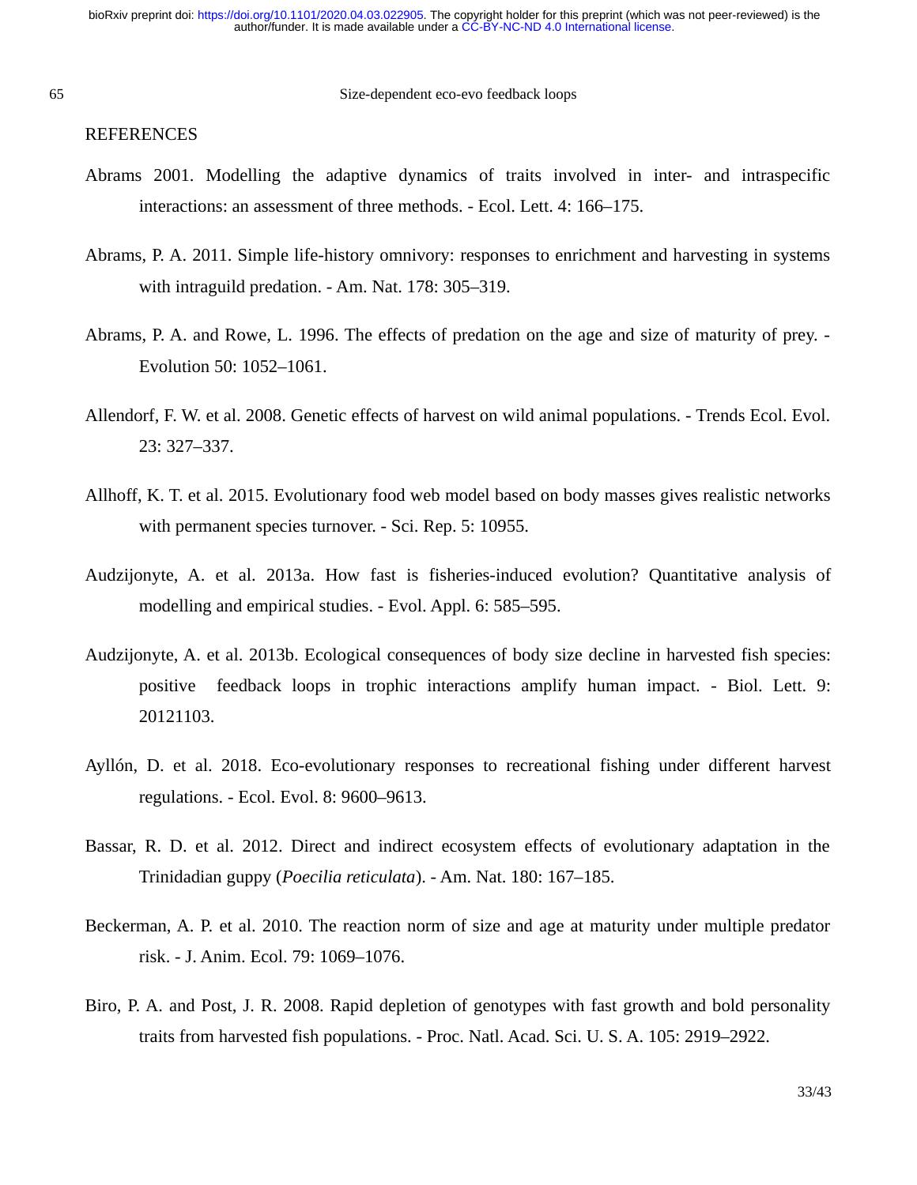REFERENCES

Abrams 2001. Modelling the adaptive dynamics of traits involved in inter- and intraspecific interactions: an assessment of three methods. - Ecol. Lett. 4: 166–175.

Abrams, P. A. 2011. Simple life-history omnivory: responses to enrichment and harvesting in systems with intraguild predation. - Am. Nat. 178: 305–319.

Abrams, P. A. and Rowe, L. 1996. The effects of predation on the age and size of maturity of prey. - Evolution 50: 1052–1061.

Allendorf, F. W. et al. 2008. Genetic effects of harvest on wild animal populations. - Trends Ecol. Evol. 23: 327–337.

Allhoff, K. T. et al. 2015. Evolutionary food web model based on body masses gives realistic networks with permanent species turnover. - Sci. Rep. 5: 10955.

Audzijonyte, A. et al. 2013a. How fast is fisheries-induced evolution? Quantitative analysis of modelling and empirical studies. - Evol. Appl. 6: 585–595.

Audzijonyte, A. et al. 2013b. Ecological consequences of body size decline in harvested fish species: positive feedback loops in trophic interactions amplify human impact. - Biol. Lett. 9: 20121103.

Ayllón, D. et al. 2018. Eco-evolutionary responses to recreational fishing under different harvest regulations. - Ecol. Evol. 8: 9600–9613.

Bassar, R. D. et al. 2012. Direct and indirect ecosystem effects of evolutionary adaptation in the Trinidadian guppy (*Poecilia reticulata*). - Am. Nat. 180: 167–185.

Beckerman, A. P. et al. 2010. The reaction norm of size and age at maturity under multiple predator risk. - J. Anim. Ecol. 79: 1069–1076.

Biro, P. A. and Post, J. R. 2008. Rapid depletion of genotypes with fast growth and bold personality traits from harvested fish populations. - Proc. Natl. Acad. Sci. U. S. A. 105: 2919–2922.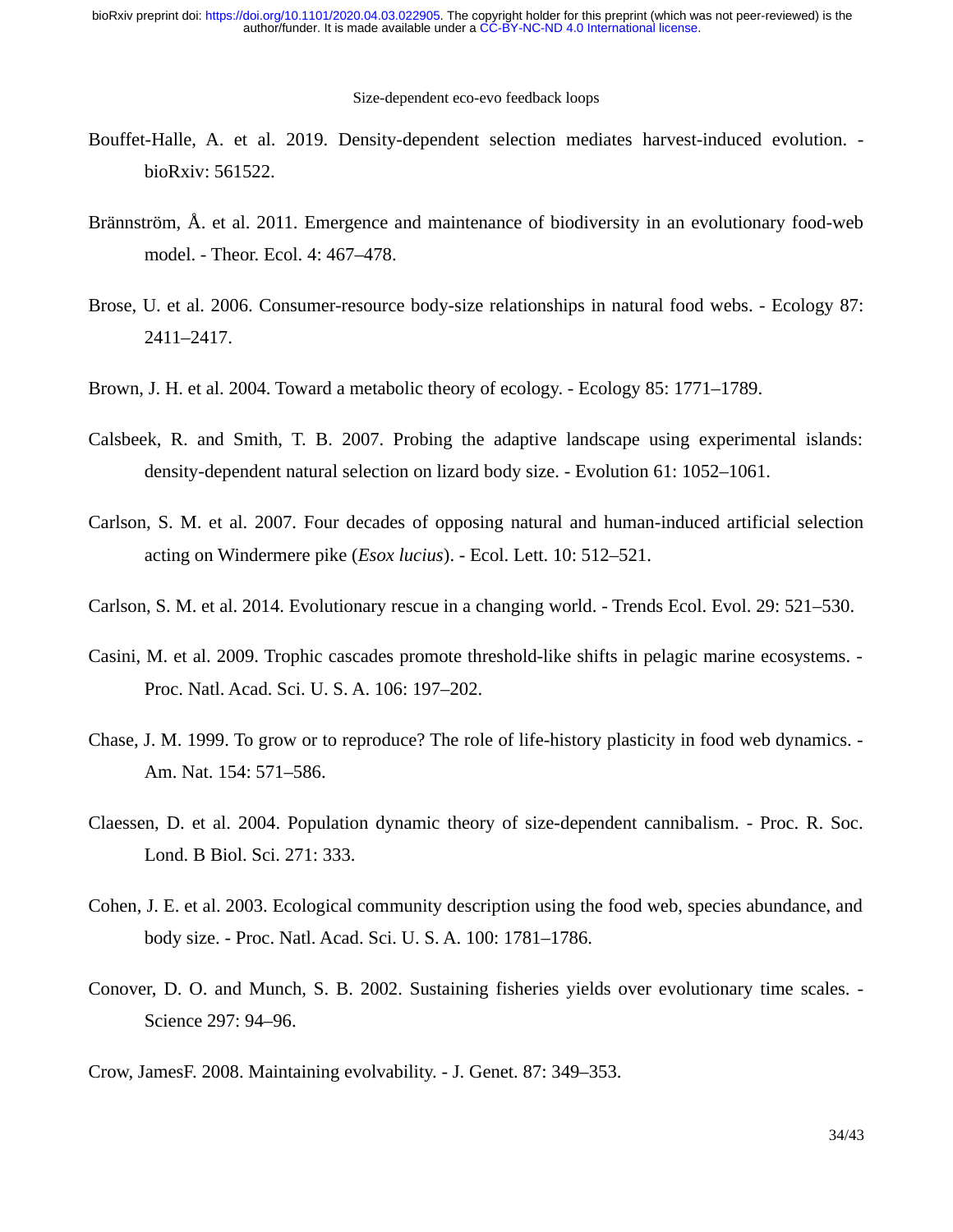Bouffet-Halle, A. et al. 2019. Density-dependent selection mediates harvest-induced evolution. - bioRxiv: 561522.

Brännström, Å. et al. 2011. Emergence and maintenance of biodiversity in an evolutionary food-web model. - Theor. Ecol. 4: 467–478.

Brose, U. et al. 2006. Consumer-resource body-size relationships in natural food webs. - Ecology 87: 2411–2417.

Brown, J. H. et al. 2004. Toward a metabolic theory of ecology. - Ecology 85: 1771–1789.

Calsbeek, R. and Smith, T. B. 2007. Probing the adaptive landscape using experimental islands: density-dependent natural selection on lizard body size. - Evolution 61: 1052–1061.

Carlson, S. M. et al. 2007. Four decades of opposing natural and human-induced artificial selection acting on Windermere pike (*Esox lucius*). - Ecol. Lett. 10: 512–521.

Carlson, S. M. et al. 2014. Evolutionary rescue in a changing world. - Trends Ecol. Evol. 29: 521–530.

Casini, M. et al. 2009. Trophic cascades promote threshold-like shifts in pelagic marine ecosystems. - Proc. Natl. Acad. Sci. U. S. A. 106: 197–202.

Chase, J. M. 1999. To grow or to reproduce? The role of life-history plasticity in food web dynamics. - Am. Nat. 154: 571–586.

Claessen, D. et al. 2004. Population dynamic theory of size-dependent cannibalism. - Proc. R. Soc. Lond. B Biol. Sci. 271: 333.

Cohen, J. E. et al. 2003. Ecological community description using the food web, species abundance, and body size. - Proc. Natl. Acad. Sci. U. S. A. 100: 1781–1786.

Conover, D. O. and Munch, S. B. 2002. Sustaining fisheries yields over evolutionary time scales. - Science 297: 94–96.

Crow, JamesF. 2008. Maintaining evolvability. - J. Genet. 87: 349–353.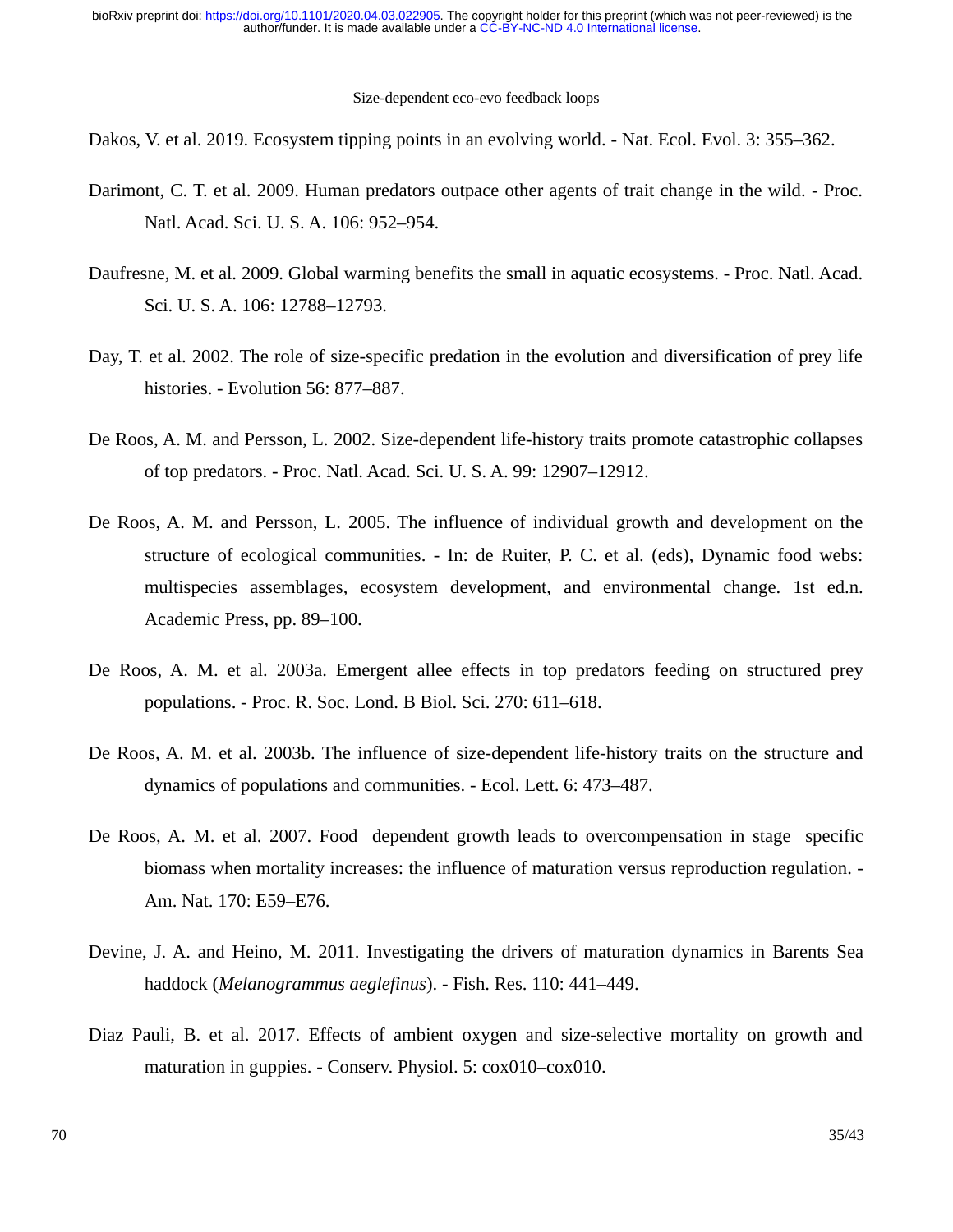Dakos, V. et al. 2019. Ecosystem tipping points in an evolving world. - Nat. Ecol. Evol. 3: 355–362.

Darimont, C. T. et al. 2009. Human predators outpace other agents of trait change in the wild. - Proc. Natl. Acad. Sci. U. S. A. 106: 952–954.

Daufresne, M. et al. 2009. Global warming benefits the small in aquatic ecosystems. - Proc. Natl. Acad. Sci. U. S. A. 106: 12788–12793.

Day, T. et al. 2002. The role of size-specific predation in the evolution and diversification of prey life histories. - Evolution 56: 877–887.

De Roos, A. M. and Persson, L. 2002. Size-dependent life-history traits promote catastrophic collapses of top predators. - Proc. Natl. Acad. Sci. U. S. A. 99: 12907–12912.

De Roos, A. M. and Persson, L. 2005. The influence of individual growth and development on the structure of ecological communities. - In: de Ruiter, P. C. et al. (eds), Dynamic food webs: multispecies assemblages, ecosystem development, and environmental change. 1st ed.n. Academic Press, pp. 89–100.

De Roos, A. M. et al. 2003a. Emergent allee effects in top predators feeding on structured prey populations. - Proc. R. Soc. Lond. B Biol. Sci. 270: 611–618.

De Roos, A. M. et al. 2003b. The influence of size-dependent life-history traits on the structure and dynamics of populations and communities. - Ecol. Lett. 6: 473–487.

De Roos, A. M. et al. 2007. Food dependent growth leads to overcompensation in stage specific biomass when mortality increases: the influence of maturation versus reproduction regulation. - Am. Nat. 170: E59–E76.

Devine, J. A. and Heino, M. 2011. Investigating the drivers of maturation dynamics in Barents Sea haddock (*Melanogrammus aeglefinus*). - Fish. Res. 110: 441–449.

Diaz Pauli, B. et al. 2017. Effects of ambient oxygen and size-selective mortality on growth and maturation in guppies. - Conserv. Physiol. 5: cox010–cox010.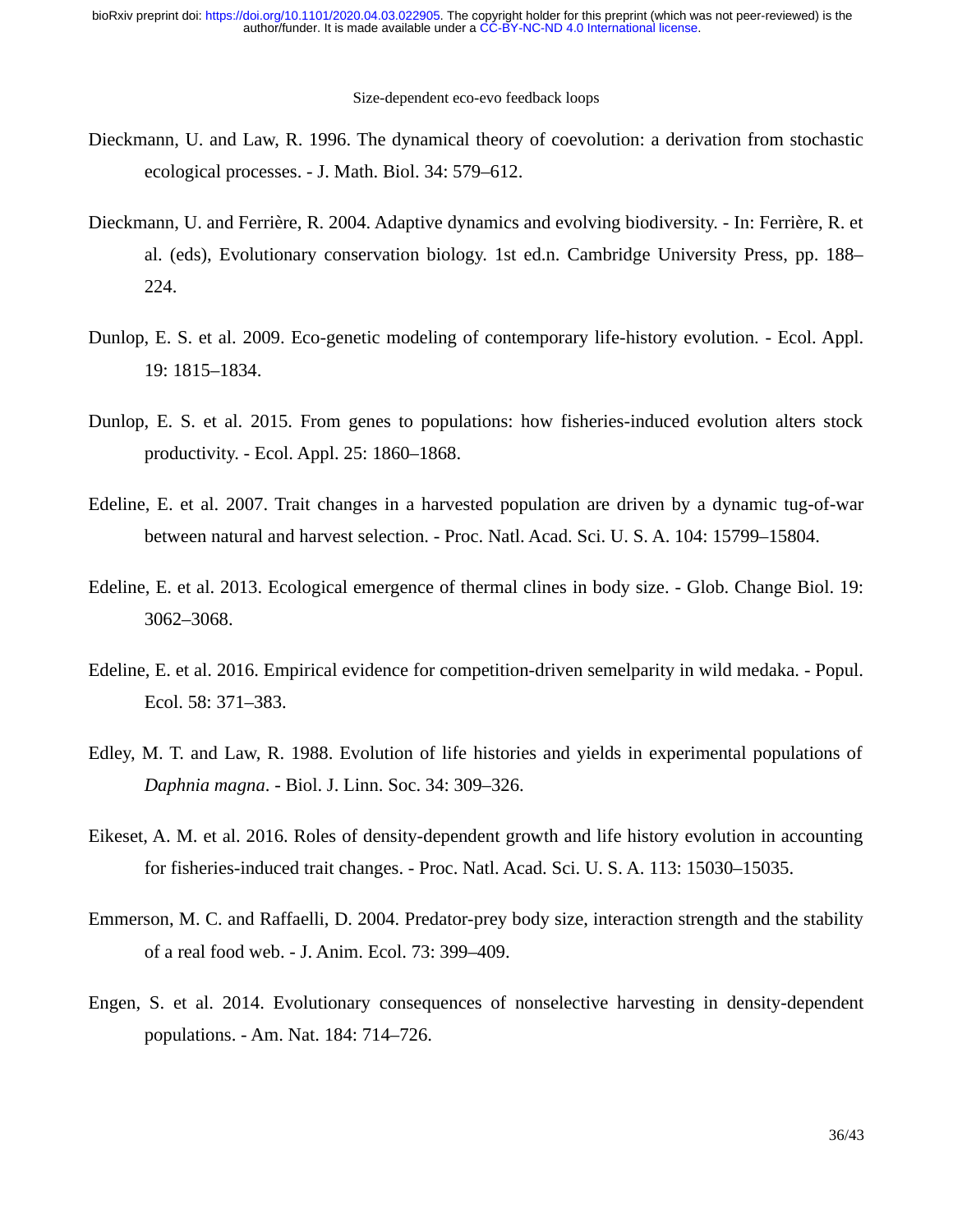Dieckmann, U. and Law, R. 1996. The dynamical theory of coevolution: a derivation from stochastic ecological processes. - J. Math. Biol. 34: 579–612.

Dieckmann, U. and Ferrière, R. 2004. Adaptive dynamics and evolving biodiversity. - In: Ferrière, R. et al. (eds), Evolutionary conservation biology. 1st ed.n. Cambridge University Press, pp. 188–224.

Dunlop, E. S. et al. 2009. Eco-genetic modeling of contemporary life-history evolution. - Ecol. Appl. 19: 1815–1834.

Dunlop, E. S. et al. 2015. From genes to populations: how fisheries-induced evolution alters stock productivity. - Ecol. Appl. 25: 1860–1868.

Edeline, E. et al. 2007. Trait changes in a harvested population are driven by a dynamic tug-of-war between natural and harvest selection. - Proc. Natl. Acad. Sci. U. S. A. 104: 15799–15804.

Edeline, E. et al. 2013. Ecological emergence of thermal clines in body size. - Glob. Change Biol. 19: 3062–3068.

Edeline, E. et al. 2016. Empirical evidence for competition-driven semelparity in wild medaka. - Popul. Ecol. 58: 371–383.

Edley, M. T. and Law, R. 1988. Evolution of life histories and yields in experimental populations of *Daphnia magna*. - Biol. J. Linn. Soc. 34: 309–326.

Eikeset, A. M. et al. 2016. Roles of density-dependent growth and life history evolution in accounting for fisheries-induced trait changes. - Proc. Natl. Acad. Sci. U. S. A. 113: 15030–15035.

Emmerson, M. C. and Raffaelli, D. 2004. Predator-prey body size, interaction strength and the stability of a real food web. - J. Anim. Ecol. 73: 399–409.

Engen, S. et al. 2014. Evolutionary consequences of nonselective harvesting in density-dependent populations. - Am. Nat. 184: 714–726.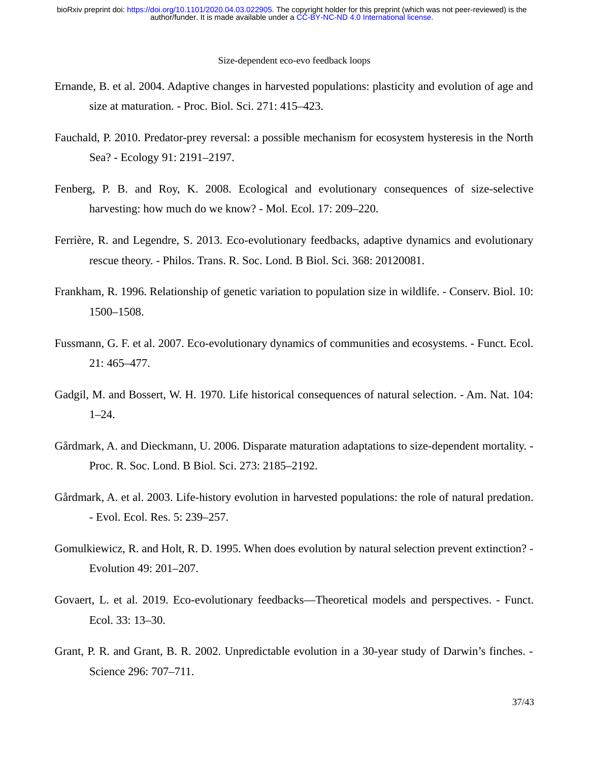Ernande, B. et al. 2004. Adaptive changes in harvested populations: plasticity and evolution of age and size at maturation. - Proc. Biol. Sci. 271: 415–423.

Fauchald, P. 2010. Predator-prey reversal: a possible mechanism for ecosystem hysteresis in the North Sea? - Ecology 91: 2191–2197.

Fenberg, P. B. and Roy, K. 2008. Ecological and evolutionary consequences of size-selective harvesting: how much do we know? - Mol. Ecol. 17: 209–220.

Ferrière, R. and Legendre, S. 2013. Eco-evolutionary feedbacks, adaptive dynamics and evolutionary rescue theory. - Philos. Trans. R. Soc. Lond. B Biol. Sci. 368: 20120081.

Frankham, R. 1996. Relationship of genetic variation to population size in wildlife. - Conserv. Biol. 10: 1500–1508.

Fussmann, G. F. et al. 2007. Eco-evolutionary dynamics of communities and ecosystems. - Funct. Ecol. 21: 465–477.

Gadgil, M. and Bossert, W. H. 1970. Life historical consequences of natural selection. - Am. Nat. 104: 1–24.

Gårdmark, A. and Dieckmann, U. 2006. Disparate maturation adaptations to size-dependent mortality. - Proc. R. Soc. Lond. B Biol. Sci. 273: 2185–2192.

Gårdmark, A. et al. 2003. Life-history evolution in harvested populations: the role of natural predation. - Evol. Ecol. Res. 5: 239–257.

Gomulkiewicz, R. and Holt, R. D. 1995. When does evolution by natural selection prevent extinction? - Evolution 49: 201–207.

Govaert, L. et al. 2019. Eco-evolutionary feedbacks—Theoretical models and perspectives. - Funct. Ecol. 33: 13–30.

Grant, P. R. and Grant, B. R. 2002. Unpredictable evolution in a 30-year study of Darwin's finches. - Science 296: 707–711.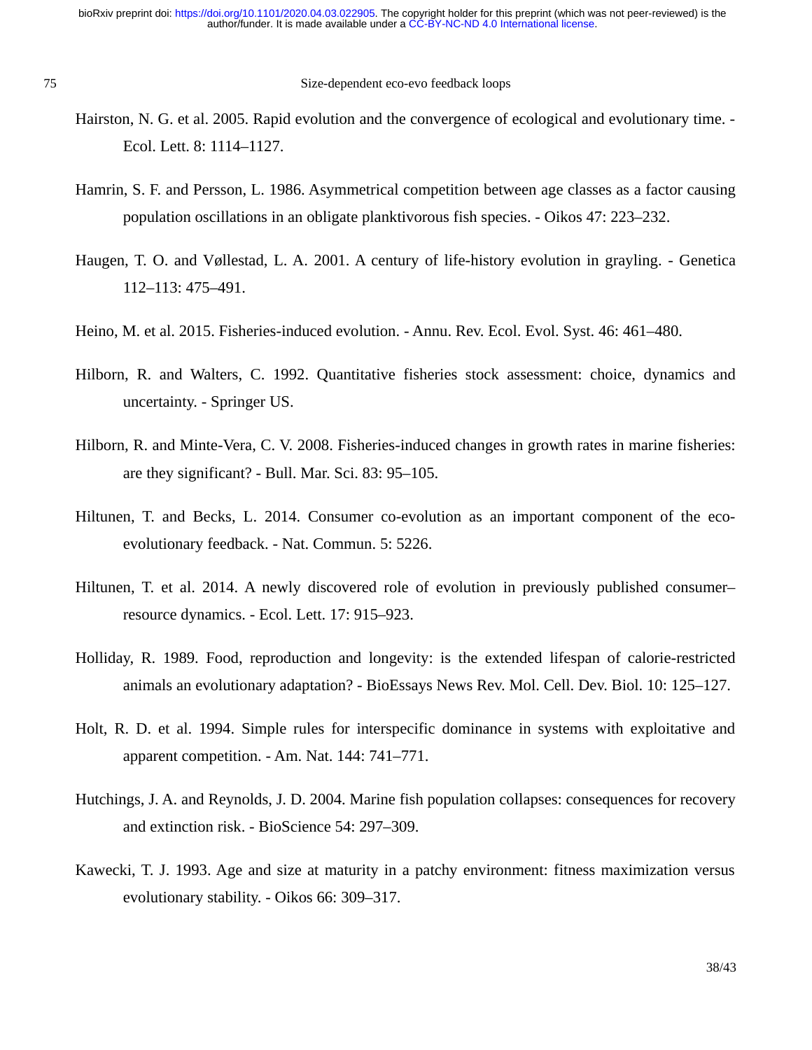Hairston, N. G. et al. 2005. Rapid evolution and the convergence of ecological and evolutionary time. - Ecol. Lett. 8: 1114–1127.

Hamrin, S. F. and Persson, L. 1986. Asymmetrical competition between age classes as a factor causing population oscillations in an obligate planktivorous fish species. - Oikos 47: 223–232.

Haugen, T. O. and Vøllestad, L. A. 2001. A century of life-history evolution in grayling. - Genetica 112–113: 475–491.

Heino, M. et al. 2015. Fisheries-induced evolution. - Annu. Rev. Ecol. Evol. Syst. 46: 461–480.

Hilborn, R. and Walters, C. 1992. Quantitative fisheries stock assessment: choice, dynamics and uncertainty. - Springer US.

Hilborn, R. and Minte-Vera, C. V. 2008. Fisheries-induced changes in growth rates in marine fisheries: are they significant? - Bull. Mar. Sci. 83: 95–105.

Hiltunen, T. and Becks, L. 2014. Consumer co-evolution as an important component of the eco-evolutionary feedback. - Nat. Commun. 5: 5226.

Hiltunen, T. et al. 2014. A newly discovered role of evolution in previously published consumer–resource dynamics. - Ecol. Lett. 17: 915–923.

Holliday, R. 1989. Food, reproduction and longevity: is the extended lifespan of calorie-restricted animals an evolutionary adaptation? - BioEssays News Rev. Mol. Cell. Dev. Biol. 10: 125–127.

Holt, R. D. et al. 1994. Simple rules for interspecific dominance in systems with exploitative and apparent competition. - Am. Nat. 144: 741–771.

Hutchings, J. A. and Reynolds, J. D. 2004. Marine fish population collapses: consequences for recovery and extinction risk. - BioScience 54: 297–309.

Kawecki, T. J. 1993. Age and size at maturity in a patchy environment: fitness maximization versus evolutionary stability. - Oikos 66: 309–317.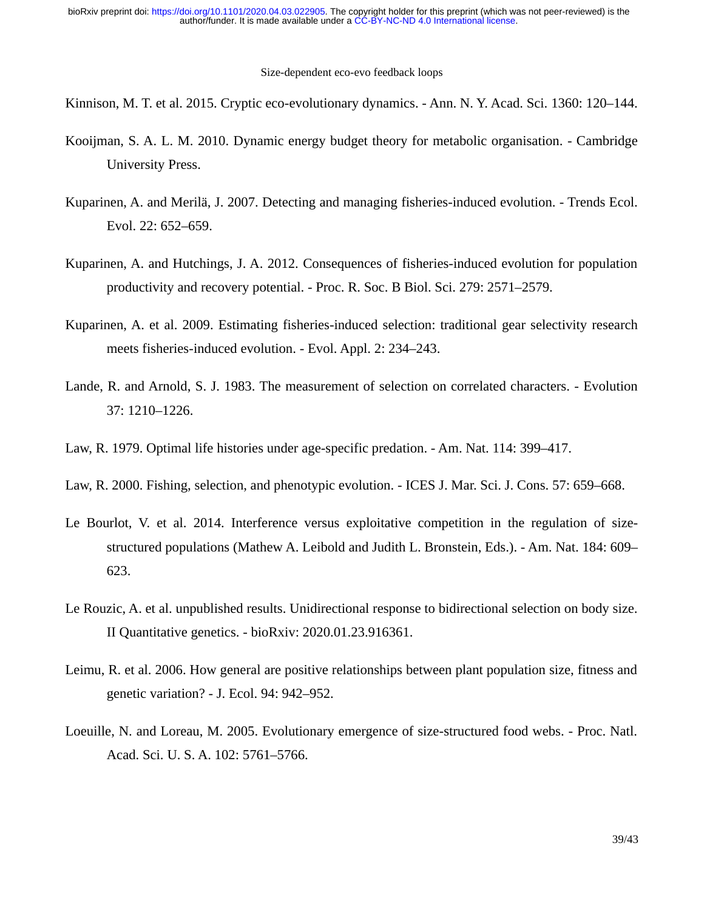Kinnison, M. T. et al. 2015. Cryptic eco-evolutionary dynamics. - Ann. N. Y. Acad. Sci. 1360: 120–144.

Kooijman, S. A. L. M. 2010. Dynamic energy budget theory for metabolic organisation. - Cambridge University Press.

Kuparinen, A. and Merilä, J. 2007. Detecting and managing fisheries-induced evolution. - Trends Ecol. Evol. 22: 652–659.

Kuparinen, A. and Hutchings, J. A. 2012. Consequences of fisheries-induced evolution for population productivity and recovery potential. - Proc. R. Soc. B Biol. Sci. 279: 2571–2579.

Kuparinen, A. et al. 2009. Estimating fisheries-induced selection: traditional gear selectivity research meets fisheries-induced evolution. - Evol. Appl. 2: 234–243.

Lande, R. and Arnold, S. J. 1983. The measurement of selection on correlated characters. - Evolution 37: 1210–1226.

Law, R. 1979. Optimal life histories under age-specific predation. - Am. Nat. 114: 399–417.

Law, R. 2000. Fishing, selection, and phenotypic evolution. - ICES J. Mar. Sci. J. Cons. 57: 659–668.

Le Bourlot, V. et al. 2014. Interference versus exploitative competition in the regulation of size-structured populations (Mathew A. Leibold and Judith L. Bronstein, Eds.). - Am. Nat. 184: 609–623.

Le Rouzic, A. et al. unpublished results. Unidirectional response to bidirectional selection on body size. II Quantitative genetics. - bioRxiv: 2020.01.23.916361.

Leimu, R. et al. 2006. How general are positive relationships between plant population size, fitness and genetic variation? - J. Ecol. 94: 942–952.

Loeuille, N. and Loreau, M. 2005. Evolutionary emergence of size-structured food webs. - Proc. Natl. Acad. Sci. U. S. A. 102: 5761–5766.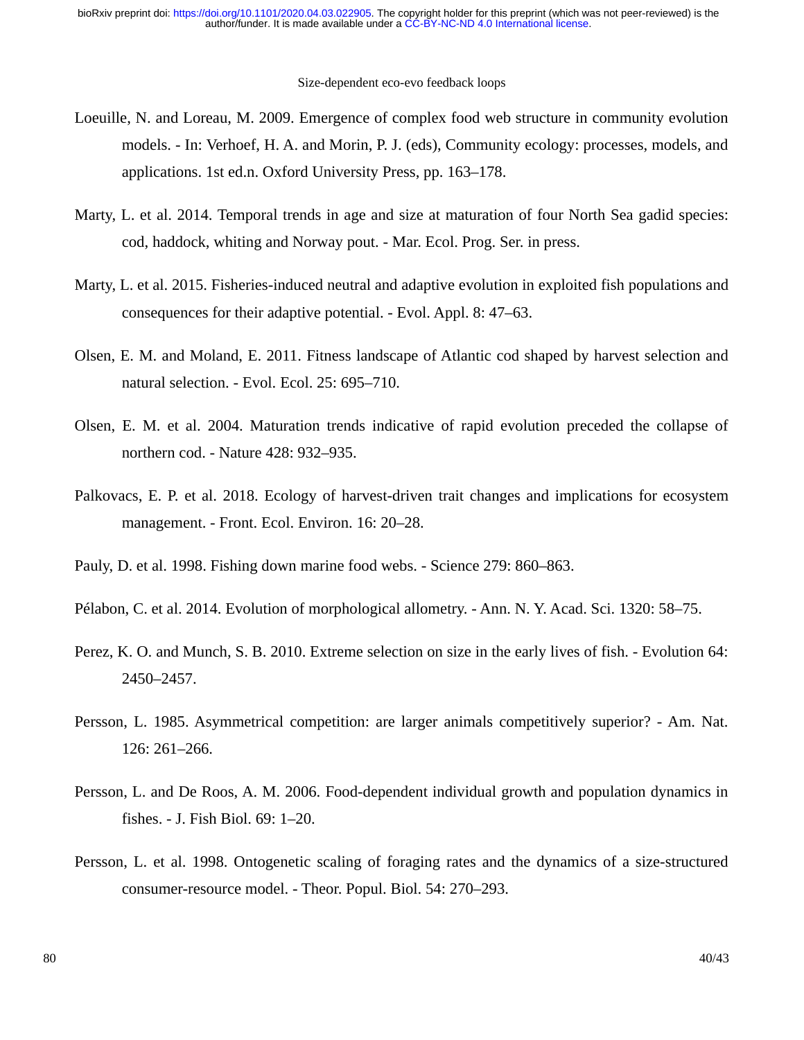Loeuille, N. and Loreau, M. 2009. Emergence of complex food web structure in community evolution models. - In: Verhoef, H. A. and Morin, P. J. (eds), Community ecology: processes, models, and applications. 1st ed.n. Oxford University Press, pp. 163–178.

Marty, L. et al. 2014. Temporal trends in age and size at maturation of four North Sea gadid species: cod, haddock, whiting and Norway pout. - Mar. Ecol. Prog. Ser. in press.

Marty, L. et al. 2015. Fisheries-induced neutral and adaptive evolution in exploited fish populations and consequences for their adaptive potential. - Evol. Appl. 8: 47–63.

Olsen, E. M. and Moland, E. 2011. Fitness landscape of Atlantic cod shaped by harvest selection and natural selection. - Evol. Ecol. 25: 695–710.

Olsen, E. M. et al. 2004. Maturation trends indicative of rapid evolution preceded the collapse of northern cod. - Nature 428: 932–935.

Palkovacs, E. P. et al. 2018. Ecology of harvest-driven trait changes and implications for ecosystem management. - Front. Ecol. Environ. 16: 20–28.

Pauly, D. et al. 1998. Fishing down marine food webs. - Science 279: 860–863.

Pélabon, C. et al. 2014. Evolution of morphological allometry. - Ann. N. Y. Acad. Sci. 1320: 58–75.

Perez, K. O. and Munch, S. B. 2010. Extreme selection on size in the early lives of fish. - Evolution 64: 2450–2457.

Persson, L. 1985. Asymmetrical competition: are larger animals competitively superior? - Am. Nat. 126: 261–266.

Persson, L. and De Roos, A. M. 2006. Food-dependent individual growth and population dynamics in fishes. - J. Fish Biol. 69: 1–20.

Persson, L. et al. 1998. Ontogenetic scaling of foraging rates and the dynamics of a size-structured consumer-resource model. - Theor. Popul. Biol. 54: 270–293.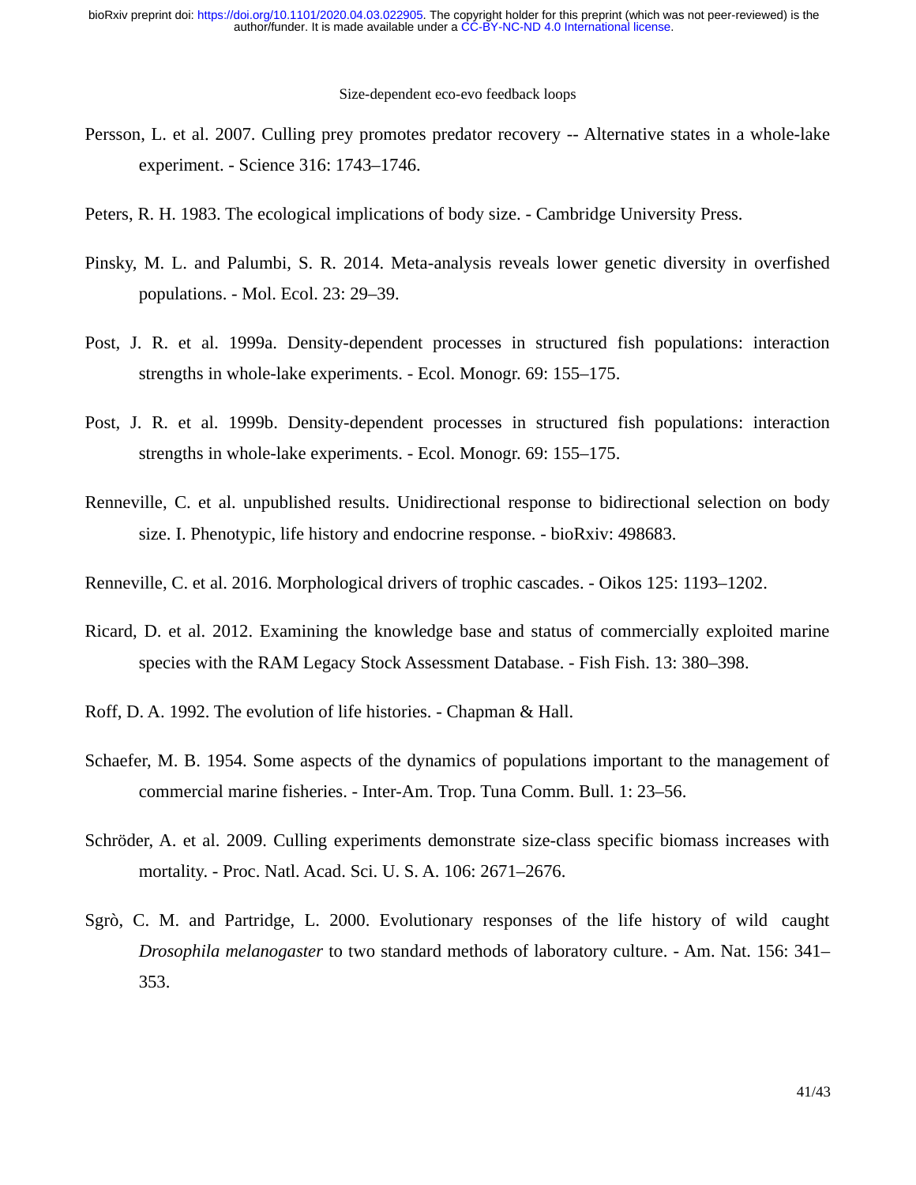Persson, L. et al. 2007. Culling prey promotes predator recovery -- Alternative states in a whole-lake experiment. - Science 316: 1743–1746.

Peters, R. H. 1983. The ecological implications of body size. - Cambridge University Press.

Pinsky, M. L. and Palumbi, S. R. 2014. Meta-analysis reveals lower genetic diversity in overfished populations. - Mol. Ecol. 23: 29–39.

Post, J. R. et al. 1999a. Density-dependent processes in structured fish populations: interaction strengths in whole-lake experiments. - Ecol. Monogr. 69: 155–175.

Post, J. R. et al. 1999b. Density-dependent processes in structured fish populations: interaction strengths in whole-lake experiments. - Ecol. Monogr. 69: 155–175.

Renneville, C. et al. unpublished results. Unidirectional response to bidirectional selection on body size. I. Phenotypic, life history and endocrine response. - bioRxiv: 498683.

Renneville, C. et al. 2016. Morphological drivers of trophic cascades. - Oikos 125: 1193–1202.

Ricard, D. et al. 2012. Examining the knowledge base and status of commercially exploited marine species with the RAM Legacy Stock Assessment Database. - Fish Fish. 13: 380–398.

Roff, D. A. 1992. The evolution of life histories. - Chapman & Hall.

Schaefer, M. B. 1954. Some aspects of the dynamics of populations important to the management of commercial marine fisheries. - Inter-Am. Trop. Tuna Comm. Bull. 1: 23–56.

Schröder, A. et al. 2009. Culling experiments demonstrate size-class specific biomass increases with mortality. - Proc. Natl. Acad. Sci. U. S. A. 106: 2671–2676.

Sgrò, C. M. and Partridge, L. 2000. Evolutionary responses of the life history of wild caught *Drosophila melanogaster* to two standard methods of laboratory culture. - Am. Nat. 156: 341–353.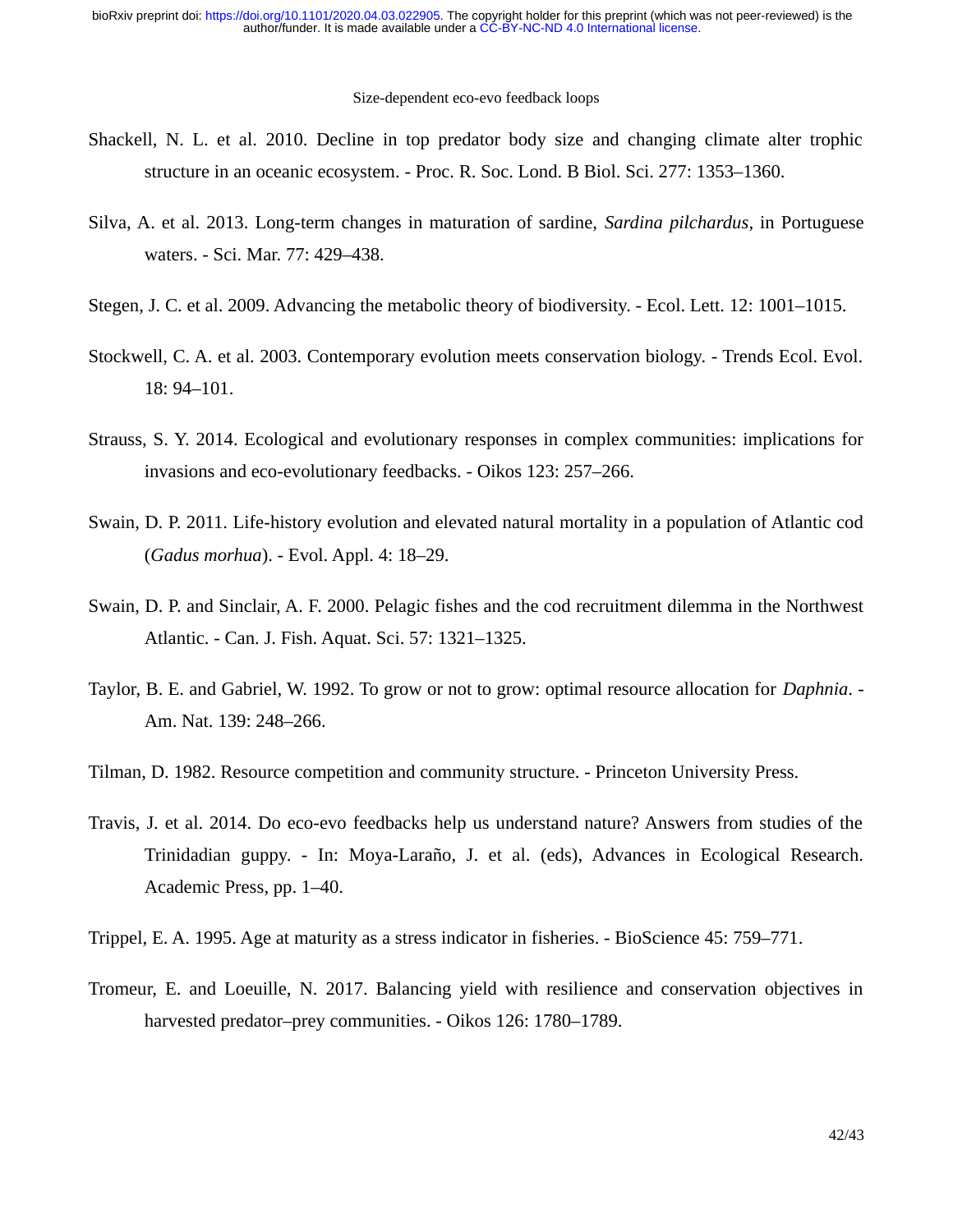Shackell, N. L. et al. 2010. Decline in top predator body size and changing climate alter trophic structure in an oceanic ecosystem. - Proc. R. Soc. Lond. B Biol. Sci. 277: 1353–1360.

Silva, A. et al. 2013. Long-term changes in maturation of sardine, *Sardina pilchardus*, in Portuguese waters. - Sci. Mar. 77: 429–438.

Stegen, J. C. et al. 2009. Advancing the metabolic theory of biodiversity. - Ecol. Lett. 12: 1001–1015.

Stockwell, C. A. et al. 2003. Contemporary evolution meets conservation biology. - Trends Ecol. Evol. 18: 94–101.

Strauss, S. Y. 2014. Ecological and evolutionary responses in complex communities: implications for invasions and eco-evolutionary feedbacks. - Oikos 123: 257–266.

Swain, D. P. 2011. Life-history evolution and elevated natural mortality in a population of Atlantic cod (*Gadus morhua*). - Evol. Appl. 4: 18–29.

Swain, D. P. and Sinclair, A. F. 2000. Pelagic fishes and the cod recruitment dilemma in the Northwest Atlantic. - Can. J. Fish. Aquat. Sci. 57: 1321–1325.

Taylor, B. E. and Gabriel, W. 1992. To grow or not to grow: optimal resource allocation for *Daphnia*. - Am. Nat. 139: 248–266.

Tilman, D. 1982. Resource competition and community structure. - Princeton University Press.

Travis, J. et al. 2014. Do eco-evo feedbacks help us understand nature? Answers from studies of the Trinidadian guppy. - In: Moya-Laraño, J. et al. (eds), Advances in Ecological Research. Academic Press, pp. 1–40.

Trippel, E. A. 1995. Age at maturity as a stress indicator in fisheries. - BioScience 45: 759–771.

Tromeur, E. and Loeuille, N. 2017. Balancing yield with resilience and conservation objectives in harvested predator–prey communities. - Oikos 126: 1780–1789.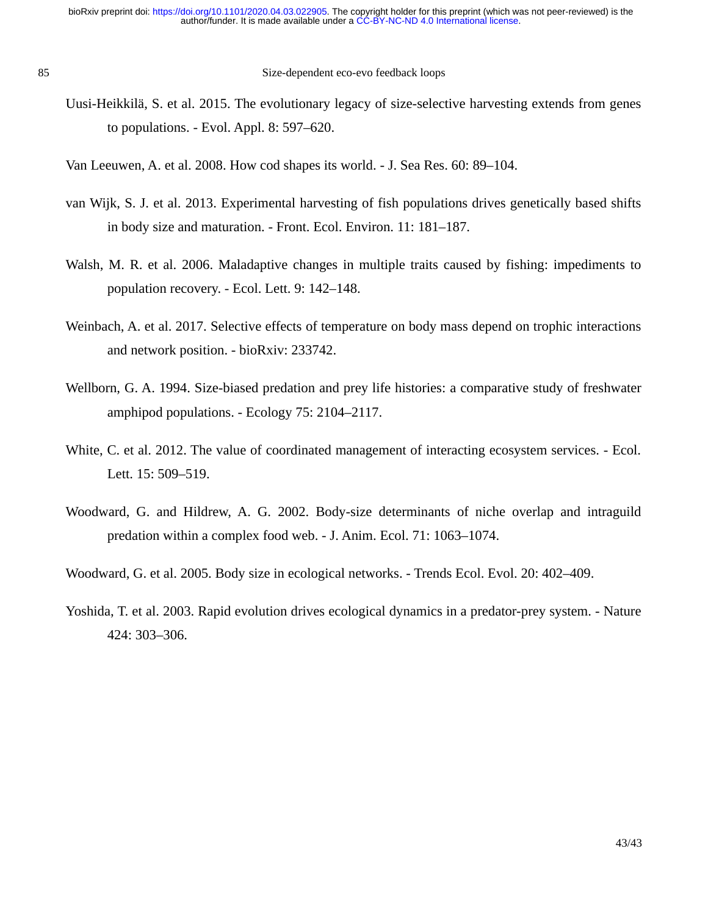Uusi-Heikkilä, S. et al. 2015. The evolutionary legacy of size-selective harvesting extends from genes to populations. - Evol. Appl. 8: 597–620.

Van Leeuwen, A. et al. 2008. How cod shapes its world. - J. Sea Res. 60: 89–104.

van Wijk, S. J. et al. 2013. Experimental harvesting of fish populations drives genetically based shifts in body size and maturation. - Front. Ecol. Environ. 11: 181–187.

Walsh, M. R. et al. 2006. Maladaptive changes in multiple traits caused by fishing: impediments to population recovery. - Ecol. Lett. 9: 142–148.

Weinbach, A. et al. 2017. Selective effects of temperature on body mass depend on trophic interactions and network position. - bioRxiv: 233742.

Wellborn, G. A. 1994. Size-biased predation and prey life histories: a comparative study of freshwater amphipod populations. - Ecology 75: 2104–2117.

White, C. et al. 2012. The value of coordinated management of interacting ecosystem services. - Ecol. Lett. 15: 509–519.

Woodward, G. and Hildrew, A. G. 2002. Body-size determinants of niche overlap and intraguild predation within a complex food web. - J. Anim. Ecol. 71: 1063–1074.

Woodward, G. et al. 2005. Body size in ecological networks. - Trends Ecol. Evol. 20: 402–409.

Yoshida, T. et al. 2003. Rapid evolution drives ecological dynamics in a predator-prey system. - Nature 424: 303–306.